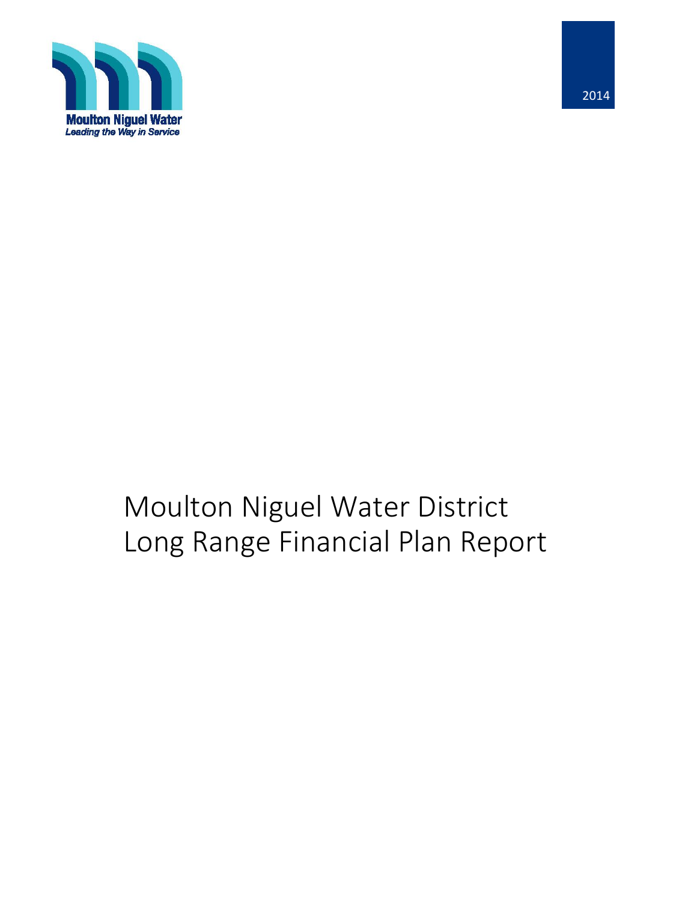Moulton Niguel Water
*Leading the Way in Service*

2014

# Moulton Niguel Water District Long Range Financial Plan Report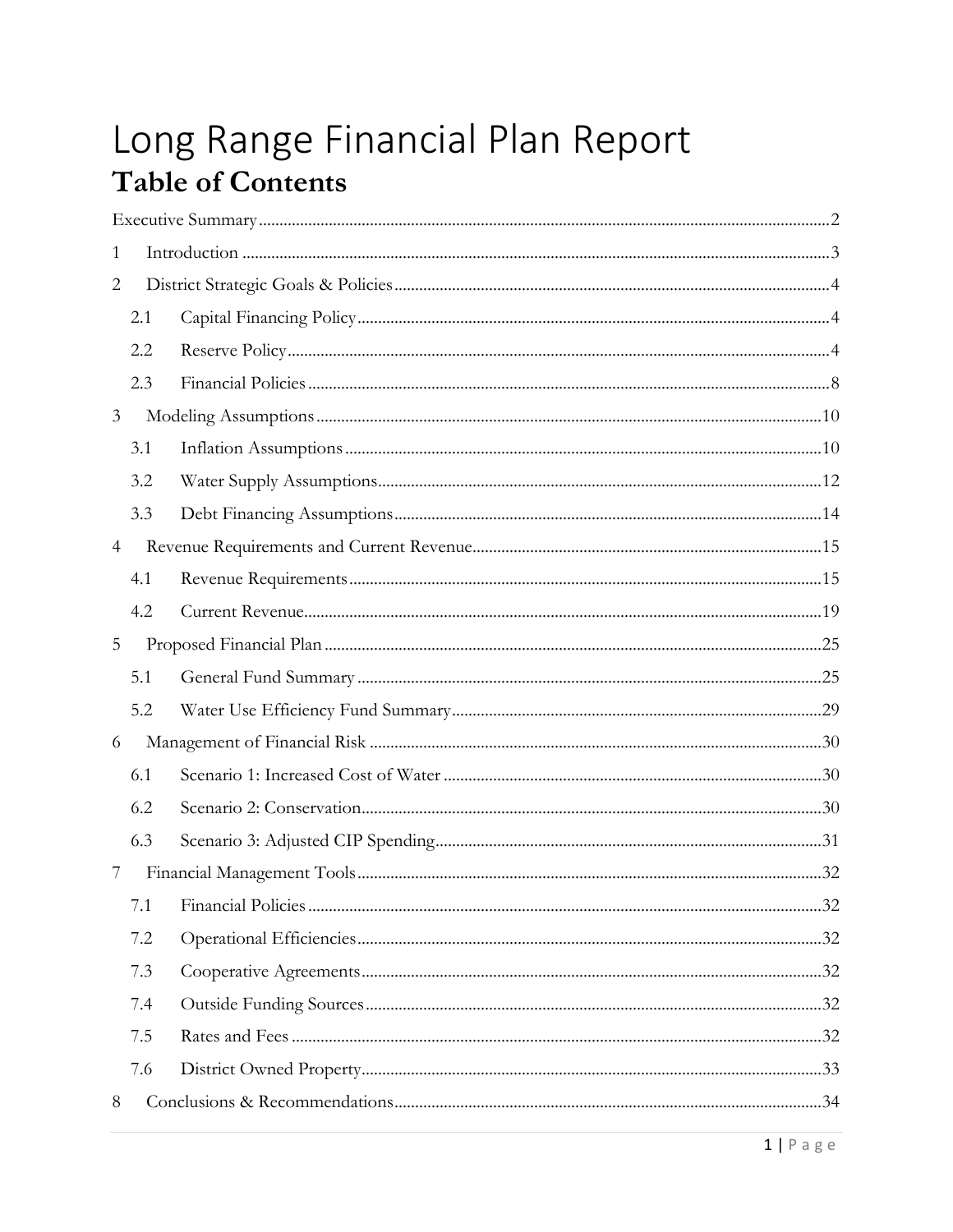# Long Range Financial Plan Report

## Table of Contents

Executive Summary ..... 2

1 Introduction ..... 3

2 District Strategic Goals & Policies ..... 4

- 2.1 Capital Financing Policy ..... 4
- 2.2 Reserve Policy ..... 4
- 2.3 Financial Policies ..... 8

3 Modeling Assumptions ..... 10

- 3.1 Inflation Assumptions ..... 10
- 3.2 Water Supply Assumptions ..... 12
- 3.3 Debt Financing Assumptions ..... 14

4 Revenue Requirements and Current Revenue ..... 15

- 4.1 Revenue Requirements ..... 15
- 4.2 Current Revenue ..... 19

5 Proposed Financial Plan ..... 25

- 5.1 General Fund Summary ..... 25
- 5.2 Water Use Efficiency Fund Summary ..... 29

6 Management of Financial Risk ..... 30

- 6.1 Scenario 1: Increased Cost of Water ..... 30
- 6.2 Scenario 2: Conservation ..... 30
- 6.3 Scenario 3: Adjusted CIP Spending ..... 31

7 Financial Management Tools ..... 32

- 7.1 Financial Policies ..... 32
- 7.2 Operational Efficiencies ..... 32
- 7.3 Cooperative Agreements ..... 32
- 7.4 Outside Funding Sources ..... 32
- 7.5 Rates and Fees ..... 32
- 7.6 District Owned Property ..... 33

8 Conclusions & Recommendations ..... 34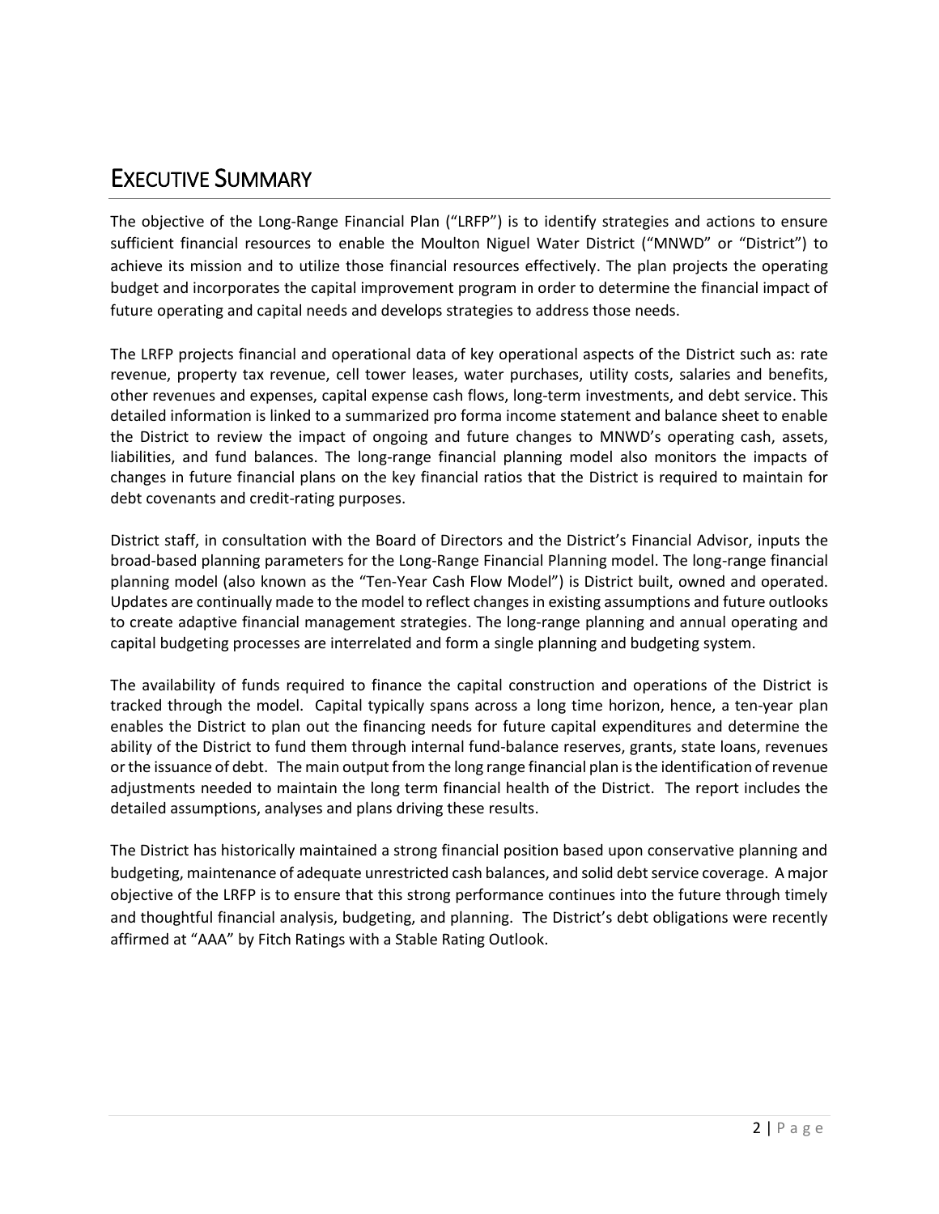# Executive Summary

The objective of the Long-Range Financial Plan ("LRFP") is to identify strategies and actions to ensure sufficient financial resources to enable the Moulton Niguel Water District ("MNWD" or "District") to achieve its mission and to utilize those financial resources effectively. The plan projects the operating budget and incorporates the capital improvement program in order to determine the financial impact of future operating and capital needs and develops strategies to address those needs.

The LRFP projects financial and operational data of key operational aspects of the District such as: rate revenue, property tax revenue, cell tower leases, water purchases, utility costs, salaries and benefits, other revenues and expenses, capital expense cash flows, long-term investments, and debt service. This detailed information is linked to a summarized pro forma income statement and balance sheet to enable the District to review the impact of ongoing and future changes to MNWD's operating cash, assets, liabilities, and fund balances. The long-range financial planning model also monitors the impacts of changes in future financial plans on the key financial ratios that the District is required to maintain for debt covenants and credit-rating purposes.

District staff, in consultation with the Board of Directors and the District's Financial Advisor, inputs the broad-based planning parameters for the Long-Range Financial Planning model. The long-range financial planning model (also known as the "Ten-Year Cash Flow Model") is District built, owned and operated. Updates are continually made to the model to reflect changes in existing assumptions and future outlooks to create adaptive financial management strategies. The long-range planning and annual operating and capital budgeting processes are interrelated and form a single planning and budgeting system.

The availability of funds required to finance the capital construction and operations of the District is tracked through the model. Capital typically spans across a long time horizon, hence, a ten-year plan enables the District to plan out the financing needs for future capital expenditures and determine the ability of the District to fund them through internal fund-balance reserves, grants, state loans, revenues or the issuance of debt. The main output from the long range financial plan is the identification of revenue adjustments needed to maintain the long term financial health of the District. The report includes the detailed assumptions, analyses and plans driving these results.

The District has historically maintained a strong financial position based upon conservative planning and budgeting, maintenance of adequate unrestricted cash balances, and solid debt service coverage. A major objective of the LRFP is to ensure that this strong performance continues into the future through timely and thoughtful financial analysis, budgeting, and planning. The District's debt obligations were recently affirmed at "AAA" by Fitch Ratings with a Stable Rating Outlook.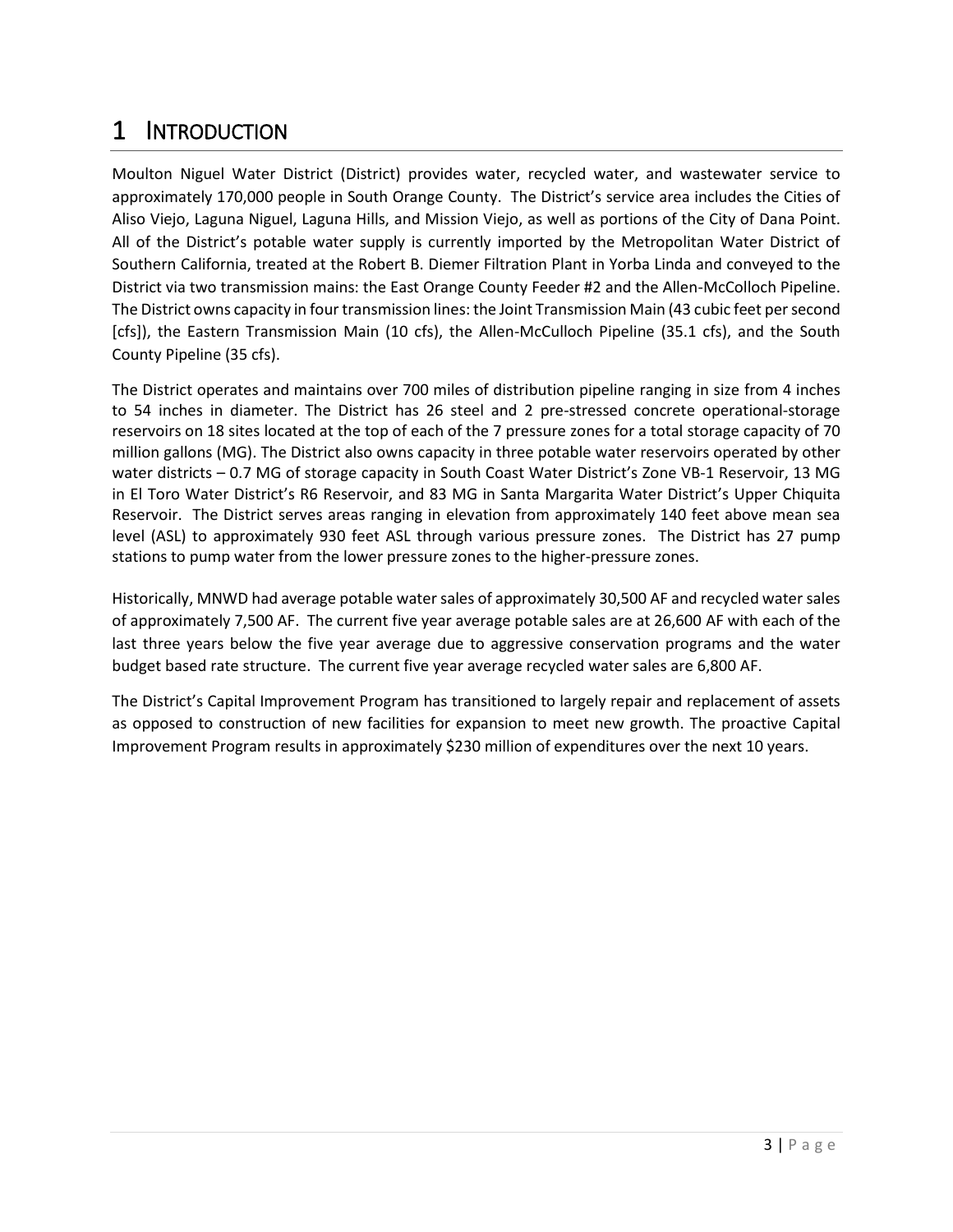# 1 INTRODUCTION

Moulton Niguel Water District (District) provides water, recycled water, and wastewater service to approximately 170,000 people in South Orange County. The District's service area includes the Cities of Aliso Viejo, Laguna Niguel, Laguna Hills, and Mission Viejo, as well as portions of the City of Dana Point. All of the District's potable water supply is currently imported by the Metropolitan Water District of Southern California, treated at the Robert B. Diemer Filtration Plant in Yorba Linda and conveyed to the District via two transmission mains: the East Orange County Feeder #2 and the Allen-McColloch Pipeline. The District owns capacity in four transmission lines: the Joint Transmission Main (43 cubic feet per second [cfs]), the Eastern Transmission Main (10 cfs), the Allen-McCulloch Pipeline (35.1 cfs), and the South County Pipeline (35 cfs).

The District operates and maintains over 700 miles of distribution pipeline ranging in size from 4 inches to 54 inches in diameter. The District has 26 steel and 2 pre-stressed concrete operational-storage reservoirs on 18 sites located at the top of each of the 7 pressure zones for a total storage capacity of 70 million gallons (MG). The District also owns capacity in three potable water reservoirs operated by other water districts – 0.7 MG of storage capacity in South Coast Water District's Zone VB-1 Reservoir, 13 MG in El Toro Water District's R6 Reservoir, and 83 MG in Santa Margarita Water District's Upper Chiquita Reservoir. The District serves areas ranging in elevation from approximately 140 feet above mean sea level (ASL) to approximately 930 feet ASL through various pressure zones. The District has 27 pump stations to pump water from the lower pressure zones to the higher-pressure zones.

Historically, MNWD had average potable water sales of approximately 30,500 AF and recycled water sales of approximately 7,500 AF. The current five year average potable sales are at 26,600 AF with each of the last three years below the five year average due to aggressive conservation programs and the water budget based rate structure. The current five year average recycled water sales are 6,800 AF.

The District's Capital Improvement Program has transitioned to largely repair and replacement of assets as opposed to construction of new facilities for expansion to meet new growth. The proactive Capital Improvement Program results in approximately $230 million of expenditures over the next 10 years.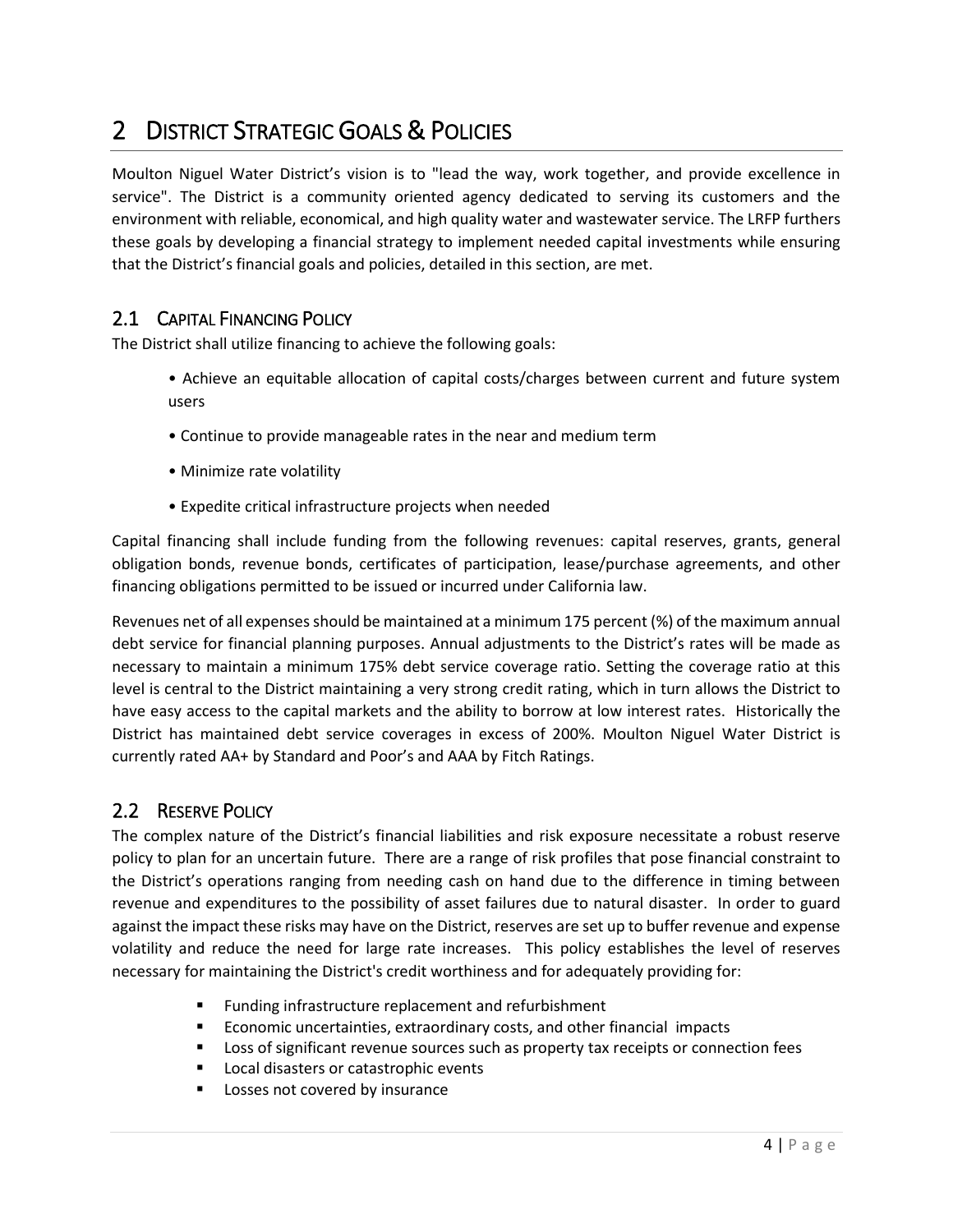# 2 District Strategic Goals & Policies

Moulton Niguel Water District's vision is to "lead the way, work together, and provide excellence in service". The District is a community oriented agency dedicated to serving its customers and the environment with reliable, economical, and high quality water and wastewater service. The LRFP furthers these goals by developing a financial strategy to implement needed capital investments while ensuring that the District's financial goals and policies, detailed in this section, are met.

## 2.1 Capital Financing Policy

The District shall utilize financing to achieve the following goals:

- Achieve an equitable allocation of capital costs/charges between current and future system users
- Continue to provide manageable rates in the near and medium term
- Minimize rate volatility
- Expedite critical infrastructure projects when needed

Capital financing shall include funding from the following revenues: capital reserves, grants, general obligation bonds, revenue bonds, certificates of participation, lease/purchase agreements, and other financing obligations permitted to be issued or incurred under California law.

Revenues net of all expenses should be maintained at a minimum 175 percent (%) of the maximum annual debt service for financial planning purposes. Annual adjustments to the District's rates will be made as necessary to maintain a minimum 175% debt service coverage ratio. Setting the coverage ratio at this level is central to the District maintaining a very strong credit rating, which in turn allows the District to have easy access to the capital markets and the ability to borrow at low interest rates. Historically the District has maintained debt service coverages in excess of 200%. Moulton Niguel Water District is currently rated AA+ by Standard and Poor's and AAA by Fitch Ratings.

## 2.2 Reserve Policy

The complex nature of the District's financial liabilities and risk exposure necessitate a robust reserve policy to plan for an uncertain future. There are a range of risk profiles that pose financial constraint to the District's operations ranging from needing cash on hand due to the difference in timing between revenue and expenditures to the possibility of asset failures due to natural disaster. In order to guard against the impact these risks may have on the District, reserves are set up to buffer revenue and expense volatility and reduce the need for large rate increases. This policy establishes the level of reserves necessary for maintaining the District's credit worthiness and for adequately providing for:

- Funding infrastructure replacement and refurbishment
- Economic uncertainties, extraordinary costs, and other financial impacts
- Loss of significant revenue sources such as property tax receipts or connection fees
- Local disasters or catastrophic events
- Losses not covered by insurance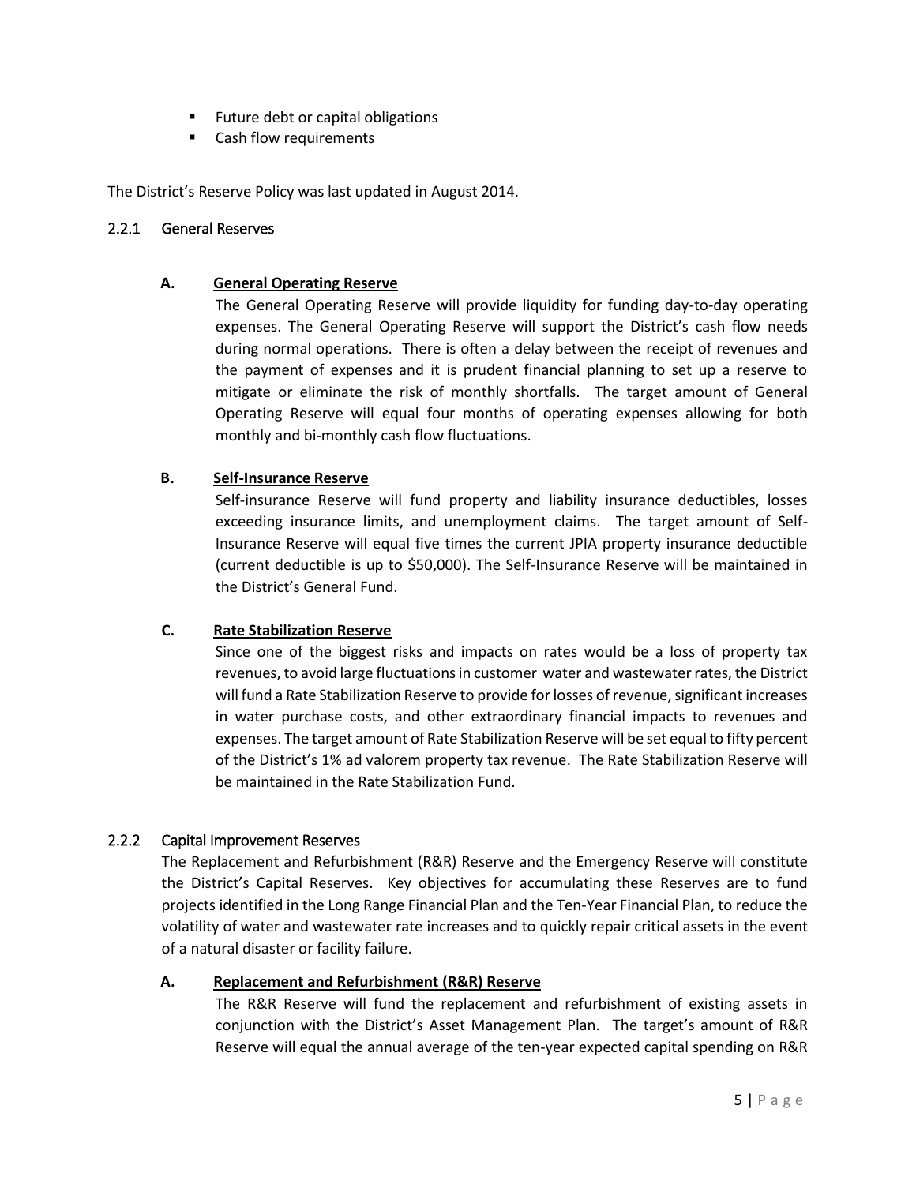- Future debt or capital obligations
- Cash flow requirements

The District's Reserve Policy was last updated in August 2014.

### 2.2.1 General Reserves

**A. General Operating Reserve**

The General Operating Reserve will provide liquidity for funding day-to-day operating expenses. The General Operating Reserve will support the District's cash flow needs during normal operations. There is often a delay between the receipt of revenues and the payment of expenses and it is prudent financial planning to set up a reserve to mitigate or eliminate the risk of monthly shortfalls. The target amount of General Operating Reserve will equal four months of operating expenses allowing for both monthly and bi-monthly cash flow fluctuations.

**B. Self-Insurance Reserve**

Self-insurance Reserve will fund property and liability insurance deductibles, losses exceeding insurance limits, and unemployment claims. The target amount of Self-Insurance Reserve will equal five times the current JPIA property insurance deductible (current deductible is up to $50,000). The Self-Insurance Reserve will be maintained in the District's General Fund.

**C. Rate Stabilization Reserve**

Since one of the biggest risks and impacts on rates would be a loss of property tax revenues, to avoid large fluctuations in customer water and wastewater rates, the District will fund a Rate Stabilization Reserve to provide for losses of revenue, significant increases in water purchase costs, and other extraordinary financial impacts to revenues and expenses. The target amount of Rate Stabilization Reserve will be set equal to fifty percent of the District's 1% ad valorem property tax revenue. The Rate Stabilization Reserve will be maintained in the Rate Stabilization Fund.

### 2.2.2 Capital Improvement Reserves

The Replacement and Refurbishment (R&R) Reserve and the Emergency Reserve will constitute the District's Capital Reserves. Key objectives for accumulating these Reserves are to fund projects identified in the Long Range Financial Plan and the Ten-Year Financial Plan, to reduce the volatility of water and wastewater rate increases and to quickly repair critical assets in the event of a natural disaster or facility failure.

**A. Replacement and Refurbishment (R&R) Reserve**

The R&R Reserve will fund the replacement and refurbishment of existing assets in conjunction with the District's Asset Management Plan. The target's amount of R&R Reserve will equal the annual average of the ten-year expected capital spending on R&R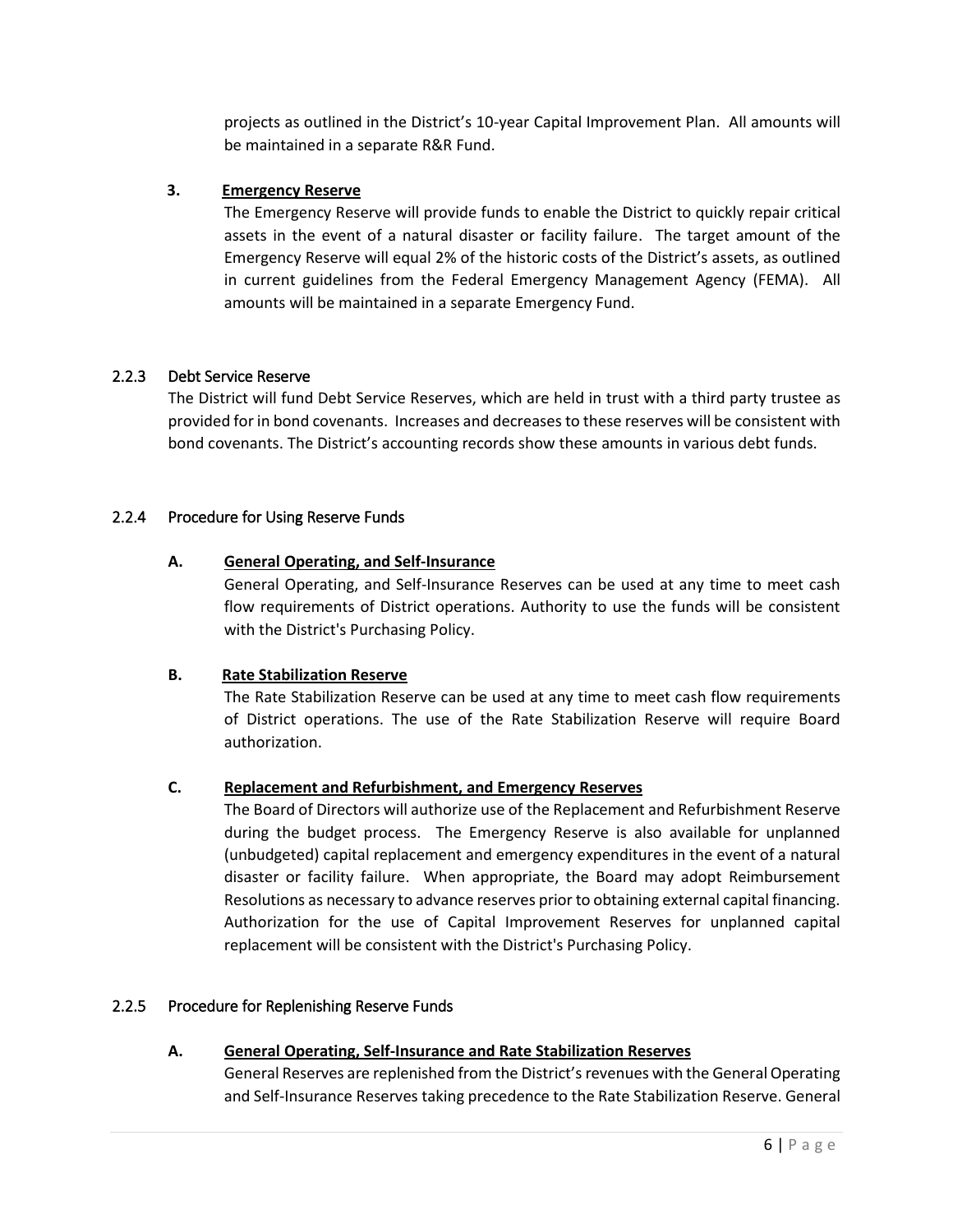projects as outlined in the District's 10-year Capital Improvement Plan. All amounts will be maintained in a separate R&R Fund.

**3. Emergency Reserve**

The Emergency Reserve will provide funds to enable the District to quickly repair critical assets in the event of a natural disaster or facility failure. The target amount of the Emergency Reserve will equal 2% of the historic costs of the District's assets, as outlined in current guidelines from the Federal Emergency Management Agency (FEMA). All amounts will be maintained in a separate Emergency Fund.

### 2.2.3 Debt Service Reserve

The District will fund Debt Service Reserves, which are held in trust with a third party trustee as provided for in bond covenants. Increases and decreases to these reserves will be consistent with bond covenants. The District's accounting records show these amounts in various debt funds.

### 2.2.4 Procedure for Using Reserve Funds

**A. General Operating, and Self-Insurance**

General Operating, and Self-Insurance Reserves can be used at any time to meet cash flow requirements of District operations. Authority to use the funds will be consistent with the District's Purchasing Policy.

**B. Rate Stabilization Reserve**

The Rate Stabilization Reserve can be used at any time to meet cash flow requirements of District operations. The use of the Rate Stabilization Reserve will require Board authorization.

**C. Replacement and Refurbishment, and Emergency Reserves**

The Board of Directors will authorize use of the Replacement and Refurbishment Reserve during the budget process. The Emergency Reserve is also available for unplanned (unbudgeted) capital replacement and emergency expenditures in the event of a natural disaster or facility failure. When appropriate, the Board may adopt Reimbursement Resolutions as necessary to advance reserves prior to obtaining external capital financing. Authorization for the use of Capital Improvement Reserves for unplanned capital replacement will be consistent with the District's Purchasing Policy.

### 2.2.5 Procedure for Replenishing Reserve Funds

**A. General Operating, Self-Insurance and Rate Stabilization Reserves**

General Reserves are replenished from the District's revenues with the General Operating and Self-Insurance Reserves taking precedence to the Rate Stabilization Reserve. General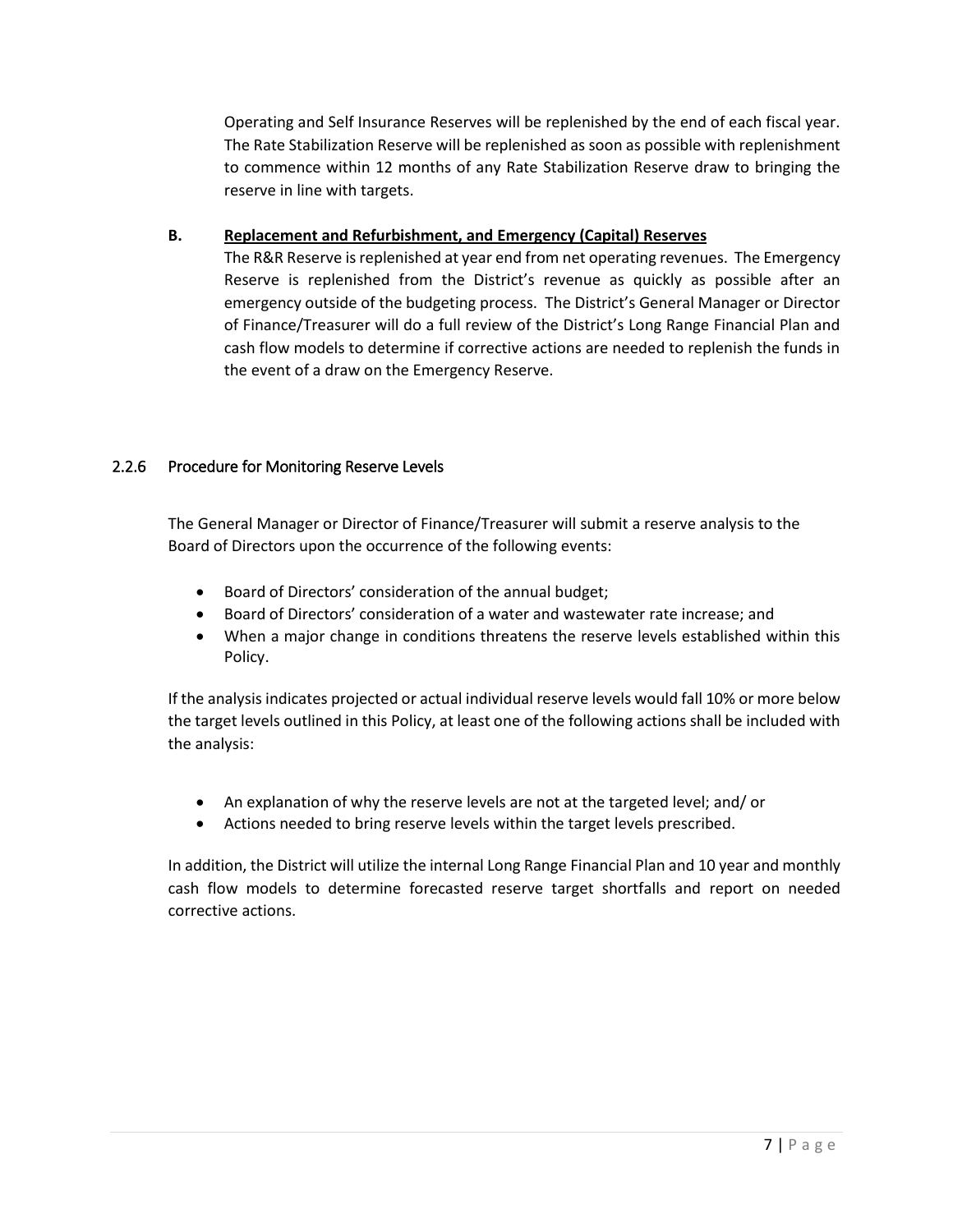Operating and Self Insurance Reserves will be replenished by the end of each fiscal year. The Rate Stabilization Reserve will be replenished as soon as possible with replenishment to commence within 12 months of any Rate Stabilization Reserve draw to bringing the reserve in line with targets.

**B. <u>Replacement and Refurbishment, and Emergency (Capital) Reserves</u>**

The R&R Reserve is replenished at year end from net operating revenues. The Emergency Reserve is replenished from the District's revenue as quickly as possible after an emergency outside of the budgeting process. The District's General Manager or Director of Finance/Treasurer will do a full review of the District's Long Range Financial Plan and cash flow models to determine if corrective actions are needed to replenish the funds in the event of a draw on the Emergency Reserve.

### 2.2.6 Procedure for Monitoring Reserve Levels

The General Manager or Director of Finance/Treasurer will submit a reserve analysis to the Board of Directors upon the occurrence of the following events:

- Board of Directors' consideration of the annual budget;
- Board of Directors' consideration of a water and wastewater rate increase; and
- When a major change in conditions threatens the reserve levels established within this Policy.

If the analysis indicates projected or actual individual reserve levels would fall 10% or more below the target levels outlined in this Policy, at least one of the following actions shall be included with the analysis:

- An explanation of why the reserve levels are not at the targeted level; and/ or
- Actions needed to bring reserve levels within the target levels prescribed.

In addition, the District will utilize the internal Long Range Financial Plan and 10 year and monthly cash flow models to determine forecasted reserve target shortfalls and report on needed corrective actions.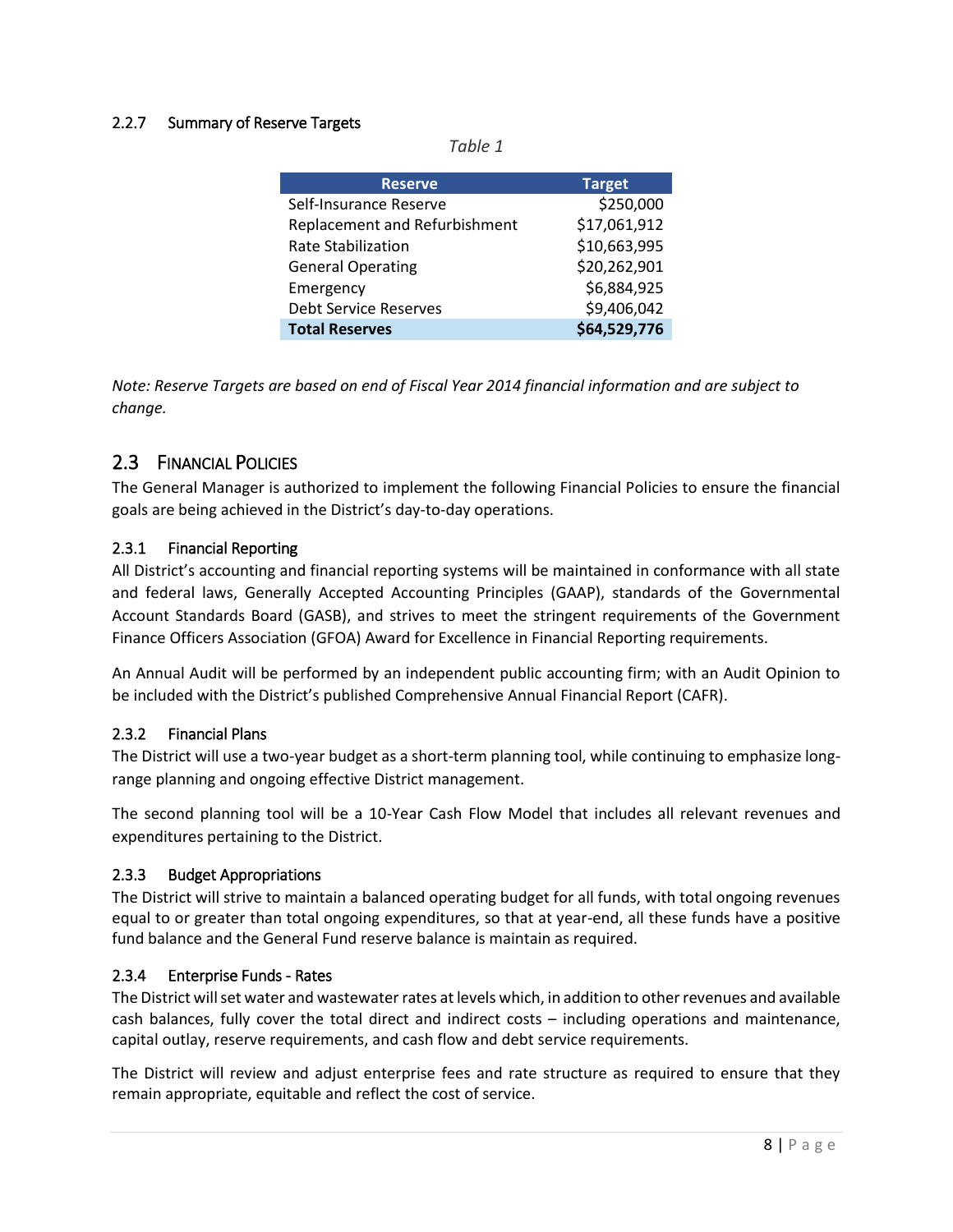### 2.2.7 Summary of Reserve Targets

*Table 1*

| Reserve | Target |
|---|---|
| Self-Insurance Reserve | $250,000 |
| Replacement and Refurbishment | $17,061,912 |
| Rate Stabilization | $10,663,995 |
| General Operating | $20,262,901 |
| Emergency | $6,884,925 |
| Debt Service Reserves | $9,406,042 |
| **Total Reserves** | **$64,529,776** |

*Note: Reserve Targets are based on end of Fiscal Year 2014 financial information and are subject to change.*

## 2.3 Financial Policies

The General Manager is authorized to implement the following Financial Policies to ensure the financial goals are being achieved in the District's day-to-day operations.

### 2.3.1 Financial Reporting

All District's accounting and financial reporting systems will be maintained in conformance with all state and federal laws, Generally Accepted Accounting Principles (GAAP), standards of the Governmental Account Standards Board (GASB), and strives to meet the stringent requirements of the Government Finance Officers Association (GFOA) Award for Excellence in Financial Reporting requirements.

An Annual Audit will be performed by an independent public accounting firm; with an Audit Opinion to be included with the District's published Comprehensive Annual Financial Report (CAFR).

### 2.3.2 Financial Plans

The District will use a two-year budget as a short-term planning tool, while continuing to emphasize long-range planning and ongoing effective District management.

The second planning tool will be a 10-Year Cash Flow Model that includes all relevant revenues and expenditures pertaining to the District.

### 2.3.3 Budget Appropriations

The District will strive to maintain a balanced operating budget for all funds, with total ongoing revenues equal to or greater than total ongoing expenditures, so that at year-end, all these funds have a positive fund balance and the General Fund reserve balance is maintain as required.

### 2.3.4 Enterprise Funds - Rates

The District will set water and wastewater rates at levels which, in addition to other revenues and available cash balances, fully cover the total direct and indirect costs – including operations and maintenance, capital outlay, reserve requirements, and cash flow and debt service requirements.

The District will review and adjust enterprise fees and rate structure as required to ensure that they remain appropriate, equitable and reflect the cost of service.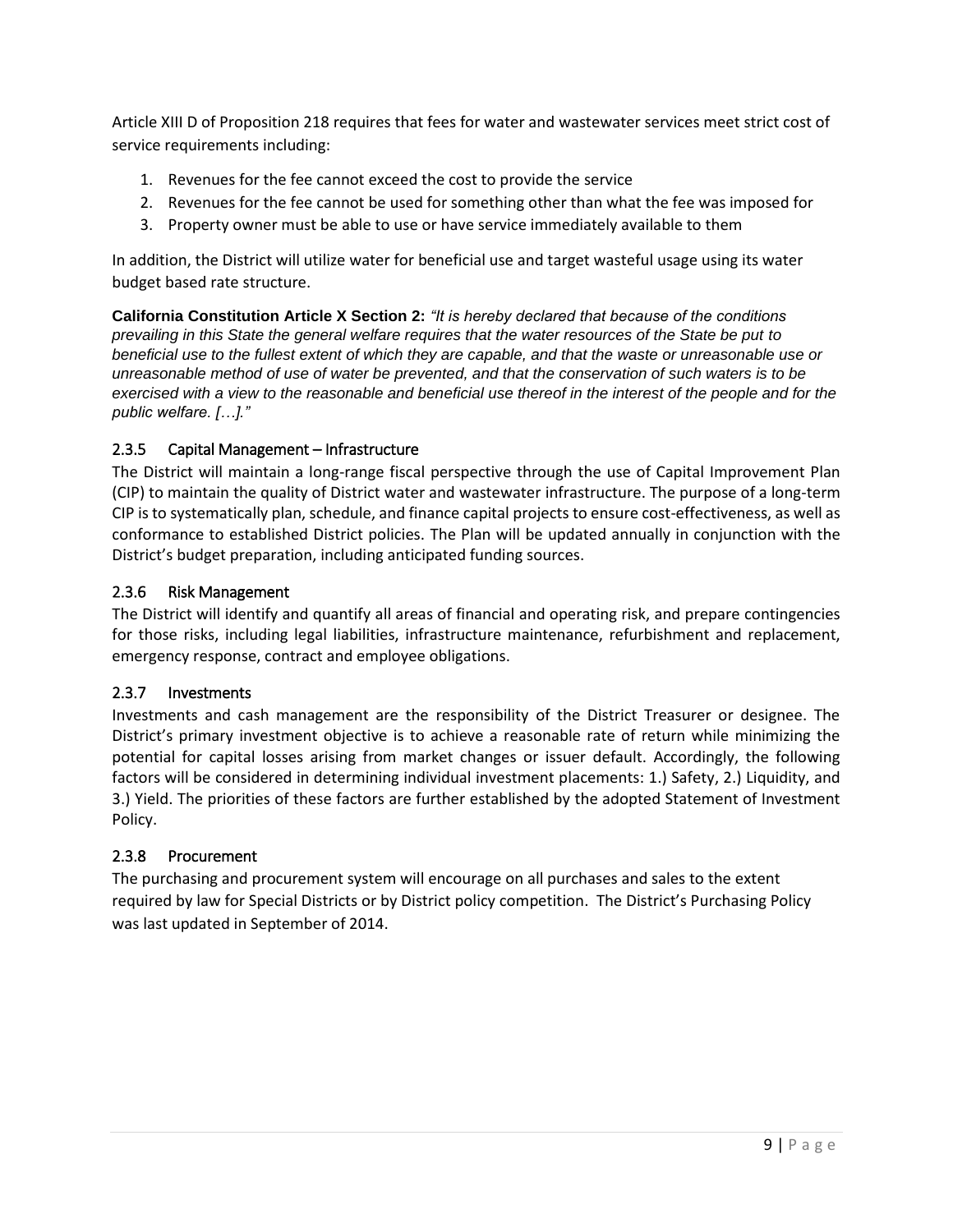Article XIII D of Proposition 218 requires that fees for water and wastewater services meet strict cost of service requirements including:

1. Revenues for the fee cannot exceed the cost to provide the service
2. Revenues for the fee cannot be used for something other than what the fee was imposed for
3. Property owner must be able to use or have service immediately available to them

In addition, the District will utilize water for beneficial use and target wasteful usage using its water budget based rate structure.

**California Constitution Article X Section 2:** *"It is hereby declared that because of the conditions prevailing in this State the general welfare requires that the water resources of the State be put to beneficial use to the fullest extent of which they are capable, and that the waste or unreasonable use or unreasonable method of use of water be prevented, and that the conservation of such waters is to be exercised with a view to the reasonable and beneficial use thereof in the interest of the people and for the public welfare. […]."*

### 2.3.5 Capital Management – Infrastructure

The District will maintain a long-range fiscal perspective through the use of Capital Improvement Plan (CIP) to maintain the quality of District water and wastewater infrastructure. The purpose of a long-term CIP is to systematically plan, schedule, and finance capital projects to ensure cost-effectiveness, as well as conformance to established District policies. The Plan will be updated annually in conjunction with the District's budget preparation, including anticipated funding sources.

### 2.3.6 Risk Management

The District will identify and quantify all areas of financial and operating risk, and prepare contingencies for those risks, including legal liabilities, infrastructure maintenance, refurbishment and replacement, emergency response, contract and employee obligations.

### 2.3.7 Investments

Investments and cash management are the responsibility of the District Treasurer or designee. The District's primary investment objective is to achieve a reasonable rate of return while minimizing the potential for capital losses arising from market changes or issuer default. Accordingly, the following factors will be considered in determining individual investment placements: 1.) Safety, 2.) Liquidity, and 3.) Yield. The priorities of these factors are further established by the adopted Statement of Investment Policy.

### 2.3.8 Procurement

The purchasing and procurement system will encourage on all purchases and sales to the extent required by law for Special Districts or by District policy competition. The District's Purchasing Policy was last updated in September of 2014.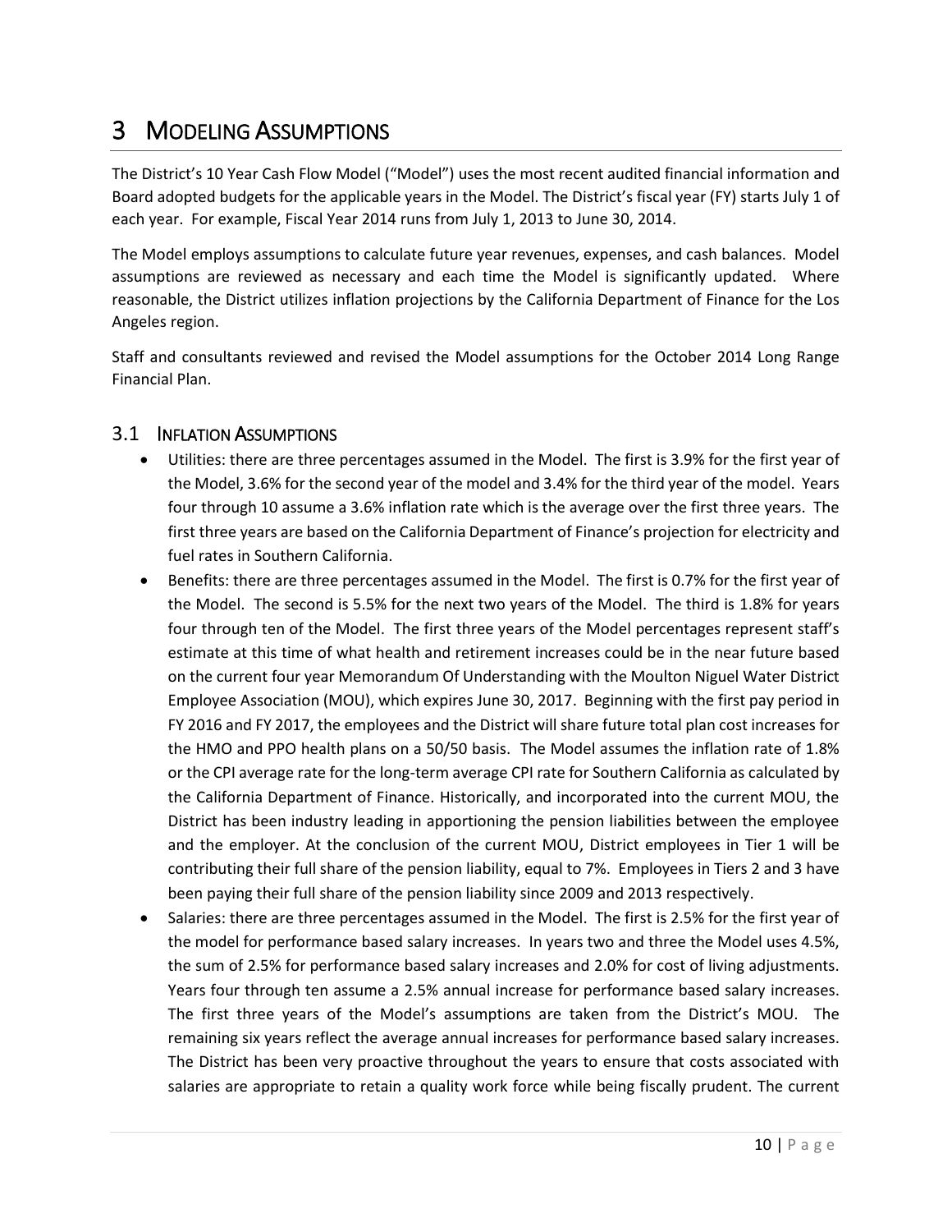# 3 MODELING ASSUMPTIONS

The District's 10 Year Cash Flow Model ("Model") uses the most recent audited financial information and Board adopted budgets for the applicable years in the Model. The District's fiscal year (FY) starts July 1 of each year. For example, Fiscal Year 2014 runs from July 1, 2013 to June 30, 2014.

The Model employs assumptions to calculate future year revenues, expenses, and cash balances. Model assumptions are reviewed as necessary and each time the Model is significantly updated. Where reasonable, the District utilizes inflation projections by the California Department of Finance for the Los Angeles region.

Staff and consultants reviewed and revised the Model assumptions for the October 2014 Long Range Financial Plan.

## 3.1 INFLATION ASSUMPTIONS

- Utilities: there are three percentages assumed in the Model. The first is 3.9% for the first year of the Model, 3.6% for the second year of the model and 3.4% for the third year of the model. Years four through 10 assume a 3.6% inflation rate which is the average over the first three years. The first three years are based on the California Department of Finance's projection for electricity and fuel rates in Southern California.
- Benefits: there are three percentages assumed in the Model. The first is 0.7% for the first year of the Model. The second is 5.5% for the next two years of the Model. The third is 1.8% for years four through ten of the Model. The first three years of the Model percentages represent staff's estimate at this time of what health and retirement increases could be in the near future based on the current four year Memorandum Of Understanding with the Moulton Niguel Water District Employee Association (MOU), which expires June 30, 2017. Beginning with the first pay period in FY 2016 and FY 2017, the employees and the District will share future total plan cost increases for the HMO and PPO health plans on a 50/50 basis. The Model assumes the inflation rate of 1.8% or the CPI average rate for the long-term average CPI rate for Southern California as calculated by the California Department of Finance. Historically, and incorporated into the current MOU, the District has been industry leading in apportioning the pension liabilities between the employee and the employer. At the conclusion of the current MOU, District employees in Tier 1 will be contributing their full share of the pension liability, equal to 7%. Employees in Tiers 2 and 3 have been paying their full share of the pension liability since 2009 and 2013 respectively.
- Salaries: there are three percentages assumed in the Model. The first is 2.5% for the first year of the model for performance based salary increases. In years two and three the Model uses 4.5%, the sum of 2.5% for performance based salary increases and 2.0% for cost of living adjustments. Years four through ten assume a 2.5% annual increase for performance based salary increases. The first three years of the Model's assumptions are taken from the District's MOU. The remaining six years reflect the average annual increases for performance based salary increases. The District has been very proactive throughout the years to ensure that costs associated with salaries are appropriate to retain a quality work force while being fiscally prudent. The current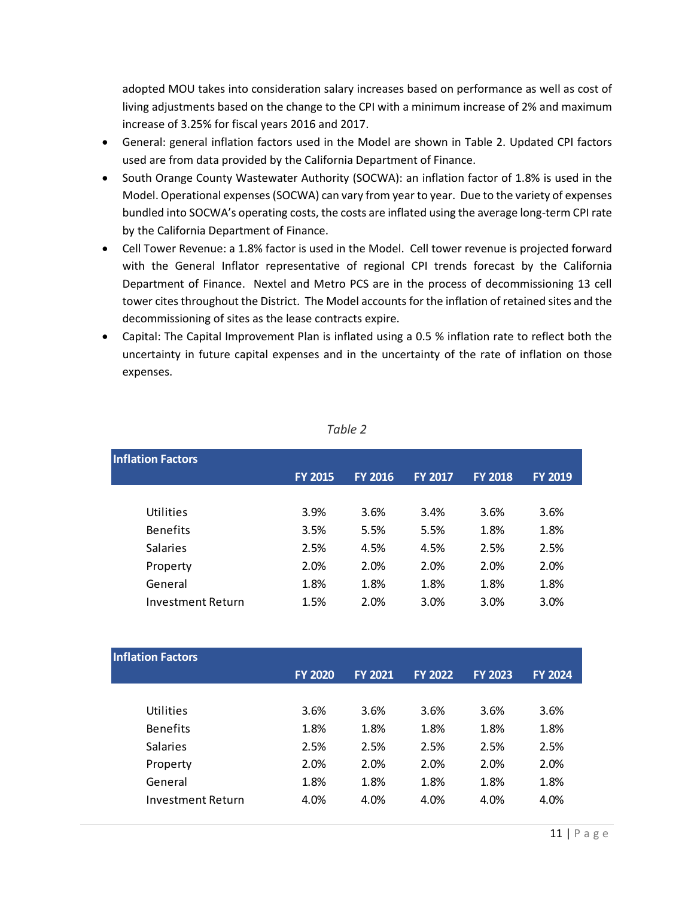adopted MOU takes into consideration salary increases based on performance as well as cost of living adjustments based on the change to the CPI with a minimum increase of 2% and maximum increase of 3.25% for fiscal years 2016 and 2017.

- General: general inflation factors used in the Model are shown in Table 2. Updated CPI factors used are from data provided by the California Department of Finance.
- South Orange County Wastewater Authority (SOCWA): an inflation factor of 1.8% is used in the Model. Operational expenses (SOCWA) can vary from year to year. Due to the variety of expenses bundled into SOCWA's operating costs, the costs are inflated using the average long-term CPI rate by the California Department of Finance.
- Cell Tower Revenue: a 1.8% factor is used in the Model. Cell tower revenue is projected forward with the General Inflator representative of regional CPI trends forecast by the California Department of Finance. Nextel and Metro PCS are in the process of decommissioning 13 cell tower cites throughout the District. The Model accounts for the inflation of retained sites and the decommissioning of sites as the lease contracts expire.
- Capital: The Capital Improvement Plan is inflated using a 0.5 % inflation rate to reflect both the uncertainty in future capital expenses and in the uncertainty of the rate of inflation on those expenses.

*Table 2*

| Inflation Factors | FY 2015 | FY 2016 | FY 2017 | FY 2018 | FY 2019 |
|---|---|---|---|---|---|
| Utilities | 3.9% | 3.6% | 3.4% | 3.6% | 3.6% |
| Benefits | 3.5% | 5.5% | 5.5% | 1.8% | 1.8% |
| Salaries | 2.5% | 4.5% | 4.5% | 2.5% | 2.5% |
| Property | 2.0% | 2.0% | 2.0% | 2.0% | 2.0% |
| General | 1.8% | 1.8% | 1.8% | 1.8% | 1.8% |
| Investment Return | 1.5% | 2.0% | 3.0% | 3.0% | 3.0% |

| Inflation Factors | FY 2020 | FY 2021 | FY 2022 | FY 2023 | FY 2024 |
|---|---|---|---|---|---|
| Utilities | 3.6% | 3.6% | 3.6% | 3.6% | 3.6% |
| Benefits | 1.8% | 1.8% | 1.8% | 1.8% | 1.8% |
| Salaries | 2.5% | 2.5% | 2.5% | 2.5% | 2.5% |
| Property | 2.0% | 2.0% | 2.0% | 2.0% | 2.0% |
| General | 1.8% | 1.8% | 1.8% | 1.8% | 1.8% |
| Investment Return | 4.0% | 4.0% | 4.0% | 4.0% | 4.0% |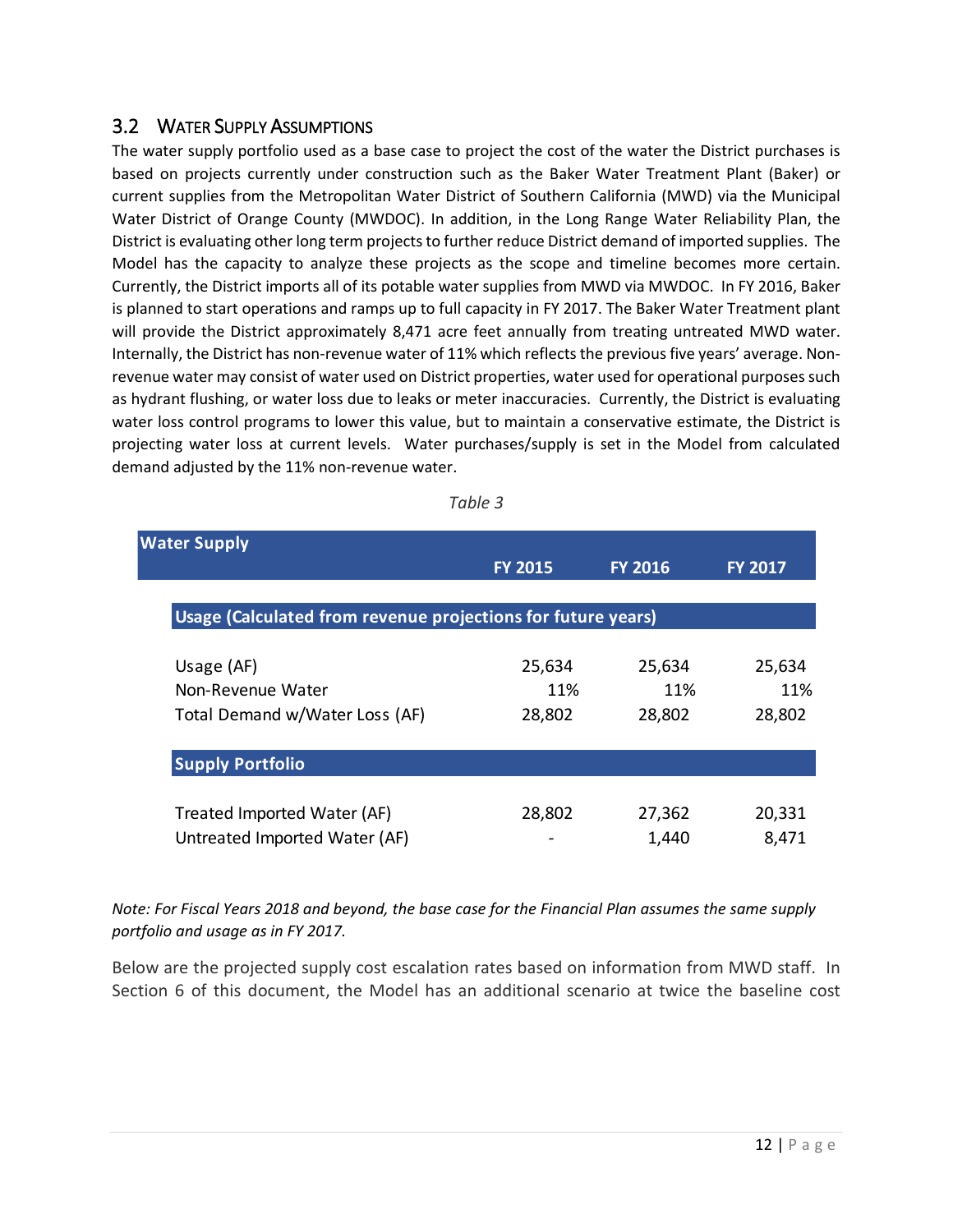## 3.2 Water Supply Assumptions

The water supply portfolio used as a base case to project the cost of the water the District purchases is based on projects currently under construction such as the Baker Water Treatment Plant (Baker) or current supplies from the Metropolitan Water District of Southern California (MWD) via the Municipal Water District of Orange County (MWDOC). In addition, in the Long Range Water Reliability Plan, the District is evaluating other long term projects to further reduce District demand of imported supplies. The Model has the capacity to analyze these projects as the scope and timeline becomes more certain. Currently, the District imports all of its potable water supplies from MWD via MWDOC. In FY 2016, Baker is planned to start operations and ramps up to full capacity in FY 2017. The Baker Water Treatment plant will provide the District approximately 8,471 acre feet annually from treating untreated MWD water. Internally, the District has non-revenue water of 11% which reflects the previous five years' average. Non-revenue water may consist of water used on District properties, water used for operational purposes such as hydrant flushing, or water loss due to leaks or meter inaccuracies. Currently, the District is evaluating water loss control programs to lower this value, but to maintain a conservative estimate, the District is projecting water loss at current levels. Water purchases/supply is set in the Model from calculated demand adjusted by the 11% non-revenue water.

*Table 3*

| Water Supply | FY 2015 | FY 2016 | FY 2017 |
|---|---|---|---|
| **Usage (Calculated from revenue projections for future years)** | | | |
| Usage (AF) | 25,634 | 25,634 | 25,634 |
| Non-Revenue Water | 11% | 11% | 11% |
| Total Demand w/Water Loss (AF) | 28,802 | 28,802 | 28,802 |
| **Supply Portfolio** | | | |
| Treated Imported Water (AF) | 28,802 | 27,362 | 20,331 |
| Untreated Imported Water (AF) | - | 1,440 | 8,471 |

*Note: For Fiscal Years 2018 and beyond, the base case for the Financial Plan assumes the same supply portfolio and usage as in FY 2017.*

Below are the projected supply cost escalation rates based on information from MWD staff. In Section 6 of this document, the Model has an additional scenario at twice the baseline cost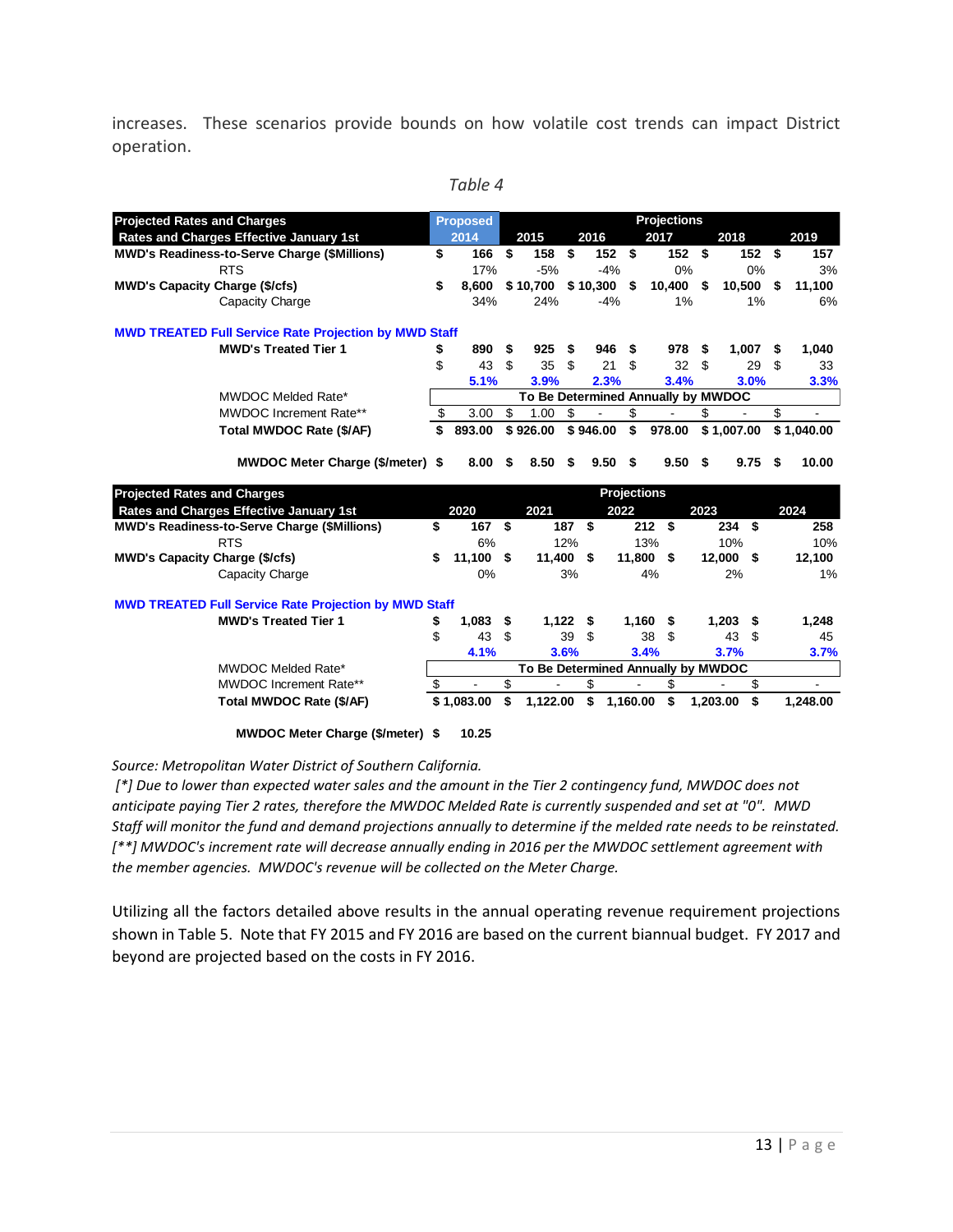increases. These scenarios provide bounds on how volatile cost trends can impact District operation.

*Table 4*

| Projected Rates and Charges<br>Rates and Charges Effective January 1st | Proposed 2014 | Projections 2015 | 2016 | 2017 | 2018 | 2019 |
|---|---|---|---|---|---|---|
| **MWD's Readiness-to-Serve Charge ($Millions)** | $ 166 | $ 158 | $ 152 | $ 152 | $ 152 | $ 157 |
| RTS | 17% | -5% | -4% | 0% | 0% | 3% |
| **MWD's Capacity Charge ($/cfs)** | $ 8,600 | $ 10,700 | $ 10,300 | $ 10,400 | $ 10,500 | $ 11,100 |
| Capacity Charge | 34% | 24% | -4% | 1% | 1% | 6% |
| **MWD TREATED Full Service Rate Projection by MWD Staff** | | | | | | |
| **MWD's Treated Tier 1** | $ 890 | $ 925 | $ 946 | $ 978 | $ 1,007 | $ 1,040 |
| | $ 43 | $ 35 | $ 21 | $ 32 | $ 29 | $ 33 |
| | **5.1%** | **3.9%** | **2.3%** | **3.4%** | **3.0%** | **3.3%** |
| MWDOC Melded Rate* | **To Be Determined Annually by MWDOC** | | | | | |
| MWDOC Increment Rate** | $ 3.00 | $ 1.00 | $ - | $ - | $ - | $ - |
| **Total MWDOC Rate ($/AF)** | $ 893.00 | $ 926.00 | $ 946.00 | $ 978.00 | $ 1,007.00 | $ 1,040.00 |
| **MWDOC Meter Charge ($/meter)** | $ 8.00 | $ 8.50 | $ 9.50 | $ 9.50 | $ 9.75 | $ 10.00 |

| Projected Rates and Charges<br>Rates and Charges Effective January 1st | 2020 | Projections 2021 | 2022 | 2023 | 2024 |
|---|---|---|---|---|---|
| **MWD's Readiness-to-Serve Charge ($Millions)** | $ 167 | $ 187 | $ 212 | $ 234 | $ 258 |
| RTS | 6% | 12% | 13% | 10% | 10% |
| **MWD's Capacity Charge ($/cfs)** | $ 11,100 | $ 11,400 | $ 11,800 | $ 12,000 | $ 12,100 |
| Capacity Charge | 0% | 3% | 4% | 2% | 1% |
| **MWD TREATED Full Service Rate Projection by MWD Staff** | | | | | |
| **MWD's Treated Tier 1** | $ 1,083 | $ 1,122 | $ 1,160 | $ 1,203 | $ 1,248 |
| | $ 43 | $ 39 | $ 38 | $ 43 | $ 45 |
| | **4.1%** | **3.6%** | **3.4%** | **3.7%** | **3.7%** |
| MWDOC Melded Rate* | **To Be Determined Annually by MWDOC** | | | | |
| MWDOC Increment Rate** | $ - | $ - | $ - | $ - | $ - |
| **Total MWDOC Rate ($/AF)** | $ 1,083.00 | $ 1,122.00 | $ 1,160.00 | $ 1,203.00 | $ 1,248.00 |
| **MWDOC Meter Charge ($/meter)** | $ 10.25 | | | | |

*Source: Metropolitan Water District of Southern California.*

*[\*] Due to lower than expected water sales and the amount in the Tier 2 contingency fund, MWDOC does not anticipate paying Tier 2 rates, therefore the MWDOC Melded Rate is currently suspended and set at "0". MWD Staff will monitor the fund and demand projections annually to determine if the melded rate needs to be reinstated.*
*[\*\*] MWDOC's increment rate will decrease annually ending in 2016 per the MWDOC settlement agreement with the member agencies. MWDOC's revenue will be collected on the Meter Charge.*

Utilizing all the factors detailed above results in the annual operating revenue requirement projections shown in Table 5. Note that FY 2015 and FY 2016 are based on the current biannual budget. FY 2017 and beyond are projected based on the costs in FY 2016.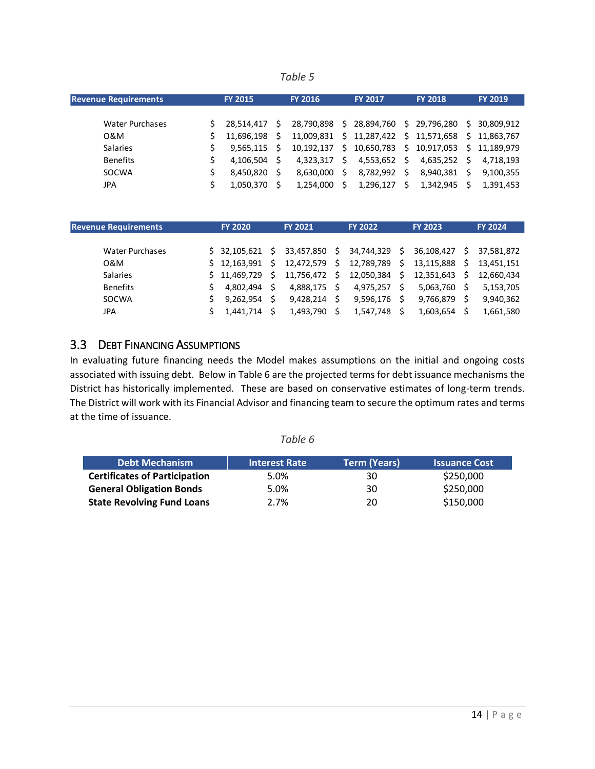*Table 5*

| Revenue Requirements | FY 2015 | FY 2016 | FY 2017 | FY 2018 | FY 2019 |
|---|---|---|---|---|---|
| Water Purchases | $ 28,514,417 | $ 28,790,898 | $ 28,894,760 | $ 29,796,280 | $ 30,809,912 |
| O&M | $ 11,696,198 | $ 11,009,831 | $ 11,287,422 | $ 11,571,658 | $ 11,863,767 |
| Salaries | $ 9,565,115 | $ 10,192,137 | $ 10,650,783 | $ 10,917,053 | $ 11,189,979 |
| Benefits | $ 4,106,504 | $ 4,323,317 | $ 4,553,652 | $ 4,635,252 | $ 4,718,193 |
| SOCWA | $ 8,450,820 | $ 8,630,000 | $ 8,782,992 | $ 8,940,381 | $ 9,100,355 |
| JPA | $ 1,050,370 | $ 1,254,000 | $ 1,296,127 | $ 1,342,945 | $ 1,391,453 |

| Revenue Requirements | FY 2020 | FY 2021 | FY 2022 | FY 2023 | FY 2024 |
|---|---|---|---|---|---|
| Water Purchases | $ 32,105,621 | $ 33,457,850 | $ 34,744,329 | $ 36,108,427 | $ 37,581,872 |
| O&M | $ 12,163,991 | $ 12,472,579 | $ 12,789,789 | $ 13,115,888 | $ 13,451,151 |
| Salaries | $ 11,469,729 | $ 11,756,472 | $ 12,050,384 | $ 12,351,643 | $ 12,660,434 |
| Benefits | $ 4,802,494 | $ 4,888,175 | $ 4,975,257 | $ 5,063,760 | $ 5,153,705 |
| SOCWA | $ 9,262,954 | $ 9,428,214 | $ 9,596,176 | $ 9,766,879 | $ 9,940,362 |
| JPA | $ 1,441,714 | $ 1,493,790 | $ 1,547,748 | $ 1,603,654 | $ 1,661,580 |

## 3.3 Debt Financing Assumptions

In evaluating future financing needs the Model makes assumptions on the initial and ongoing costs associated with issuing debt. Below in Table 6 are the projected terms for debt issuance mechanisms the District has historically implemented. These are based on conservative estimates of long-term trends. The District will work with its Financial Advisor and financing team to secure the optimum rates and terms at the time of issuance.

*Table 6*

| Debt Mechanism | Interest Rate | Term (Years) | Issuance Cost |
|---|---|---|---|
| **Certificates of Participation** | 5.0% | 30 | $250,000 |
| **General Obligation Bonds** | 5.0% | 30 | $250,000 |
| **State Revolving Fund Loans** | 2.7% | 20 | $150,000 |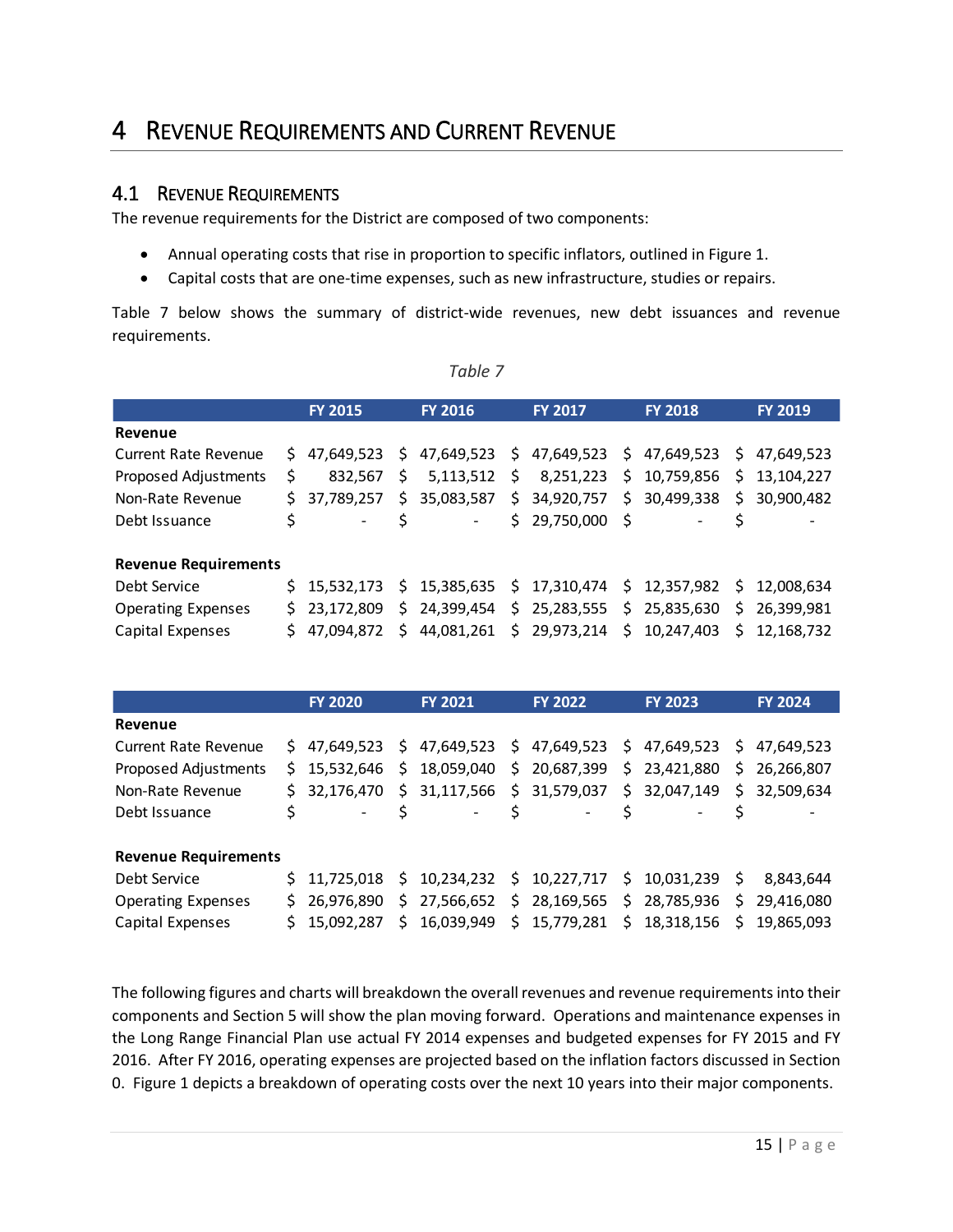# 4 Revenue Requirements and Current Revenue

## 4.1 Revenue Requirements

The revenue requirements for the District are composed of two components:

- Annual operating costs that rise in proportion to specific inflators, outlined in Figure 1.
- Capital costs that are one-time expenses, such as new infrastructure, studies or repairs.

Table 7 below shows the summary of district-wide revenues, new debt issuances and revenue requirements.

*Table 7*

| | FY 2015 | FY 2016 | FY 2017 | FY 2018 | FY 2019 |
|---|---|---|---|---|---|
| **Revenue** | | | | | |
| Current Rate Revenue | $ 47,649,523 | $ 47,649,523 | $ 47,649,523 | $ 47,649,523 | $ 47,649,523 |
| Proposed Adjustments | $ 832,567 | $ 5,113,512 | $ 8,251,223 | $ 10,759,856 | $ 13,104,227 |
| Non-Rate Revenue | $ 37,789,257 | $ 35,083,587 | $ 34,920,757 | $ 30,499,338 | $ 30,900,482 |
| Debt Issuance | $ - | $ - | $ 29,750,000 | $ - | $ - |
| | | | | | |
| **Revenue Requirements** | | | | | |
| Debt Service | $ 15,532,173 | $ 15,385,635 | $ 17,310,474 | $ 12,357,982 | $ 12,008,634 |
| Operating Expenses | $ 23,172,809 | $ 24,399,454 | $ 25,283,555 | $ 25,835,630 | $ 26,399,981 |
| Capital Expenses | $ 47,094,872 | $ 44,081,261 | $ 29,973,214 | $ 10,247,403 | $ 12,168,732 |

| | FY 2020 | FY 2021 | FY 2022 | FY 2023 | FY 2024 |
|---|---|---|---|---|---|
| **Revenue** | | | | | |
| Current Rate Revenue | $ 47,649,523 | $ 47,649,523 | $ 47,649,523 | $ 47,649,523 | $ 47,649,523 |
| Proposed Adjustments | $ 15,532,646 | $ 18,059,040 | $ 20,687,399 | $ 23,421,880 | $ 26,266,807 |
| Non-Rate Revenue | $ 32,176,470 | $ 31,117,566 | $ 31,579,037 | $ 32,047,149 | $ 32,509,634 |
| Debt Issuance | $ - | $ - | $ - | $ - | $ - |
| | | | | | |
| **Revenue Requirements** | | | | | |
| Debt Service | $ 11,725,018 | $ 10,234,232 | $ 10,227,717 | $ 10,031,239 | $ 8,843,644 |
| Operating Expenses | $ 26,976,890 | $ 27,566,652 | $ 28,169,565 | $ 28,785,936 | $ 29,416,080 |
| Capital Expenses | $ 15,092,287 | $ 16,039,949 | $ 15,779,281 | $ 18,318,156 | $ 19,865,093 |

The following figures and charts will breakdown the overall revenues and revenue requirements into their components and Section 5 will show the plan moving forward. Operations and maintenance expenses in the Long Range Financial Plan use actual FY 2014 expenses and budgeted expenses for FY 2015 and FY 2016. After FY 2016, operating expenses are projected based on the inflation factors discussed in Section 0. Figure 1 depicts a breakdown of operating costs over the next 10 years into their major components.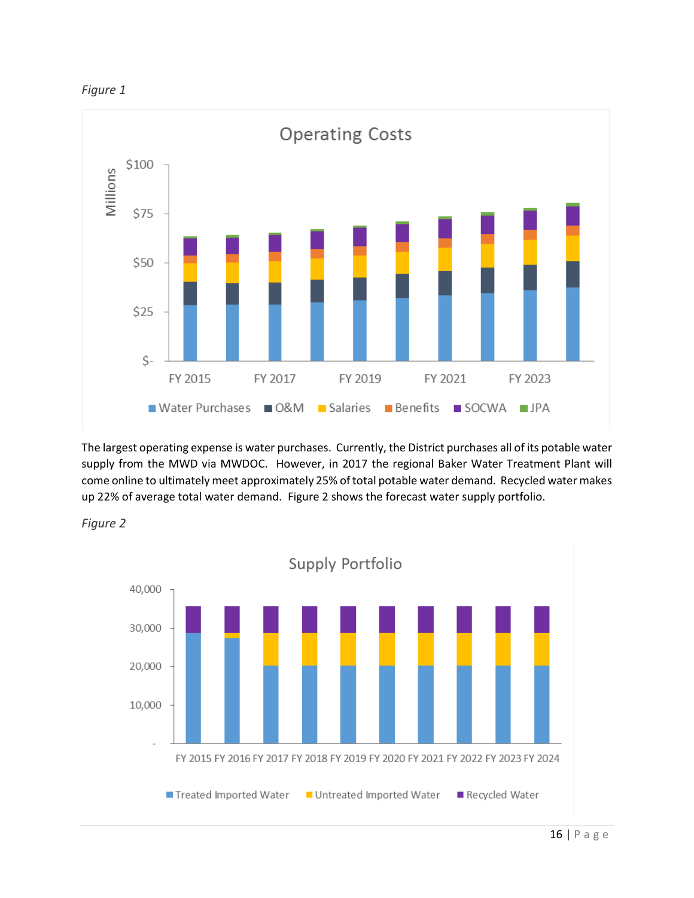*Figure 1*

The largest operating expense is water purchases. Currently, the District purchases all of its potable water supply from the MWD via MWDOC. However, in 2017 the regional Baker Water Treatment Plant will come online to ultimately meet approximately 25% of total potable water demand. Recycled water makes up 22% of average total water demand. Figure 2 shows the forecast water supply portfolio.

*Figure 2*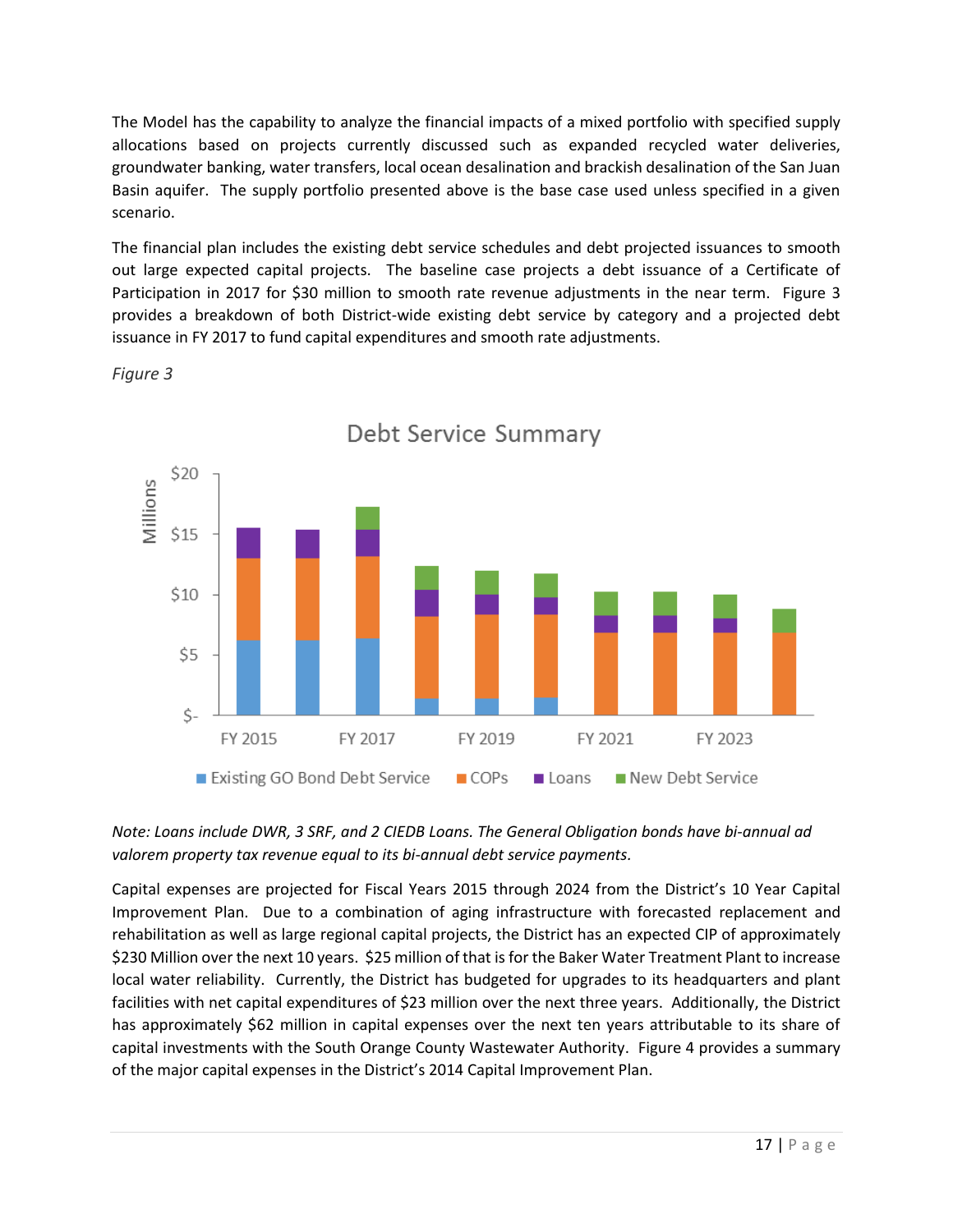The Model has the capability to analyze the financial impacts of a mixed portfolio with specified supply allocations based on projects currently discussed such as expanded recycled water deliveries, groundwater banking, water transfers, local ocean desalination and brackish desalination of the San Juan Basin aquifer. The supply portfolio presented above is the base case used unless specified in a given scenario.

The financial plan includes the existing debt service schedules and debt projected issuances to smooth out large expected capital projects. The baseline case projects a debt issuance of a Certificate of Participation in 2017 for $30 million to smooth rate revenue adjustments in the near term. Figure 3 provides a breakdown of both District-wide existing debt service by category and a projected debt issuance in FY 2017 to fund capital expenditures and smooth rate adjustments.

*Figure 3*

Debt Service Summary

*Note: Loans include DWR, 3 SRF, and 2 CIEDB Loans. The General Obligation bonds have bi-annual ad valorem property tax revenue equal to its bi-annual debt service payments.*

Capital expenses are projected for Fiscal Years 2015 through 2024 from the District's 10 Year Capital Improvement Plan. Due to a combination of aging infrastructure with forecasted replacement and rehabilitation as well as large regional capital projects, the District has an expected CIP of approximately $230 Million over the next 10 years. $25 million of that is for the Baker Water Treatment Plant to increase local water reliability. Currently, the District has budgeted for upgrades to its headquarters and plant facilities with net capital expenditures of $23 million over the next three years. Additionally, the District has approximately $62 million in capital expenses over the next ten years attributable to its share of capital investments with the South Orange County Wastewater Authority. Figure 4 provides a summary of the major capital expenses in the District's 2014 Capital Improvement Plan.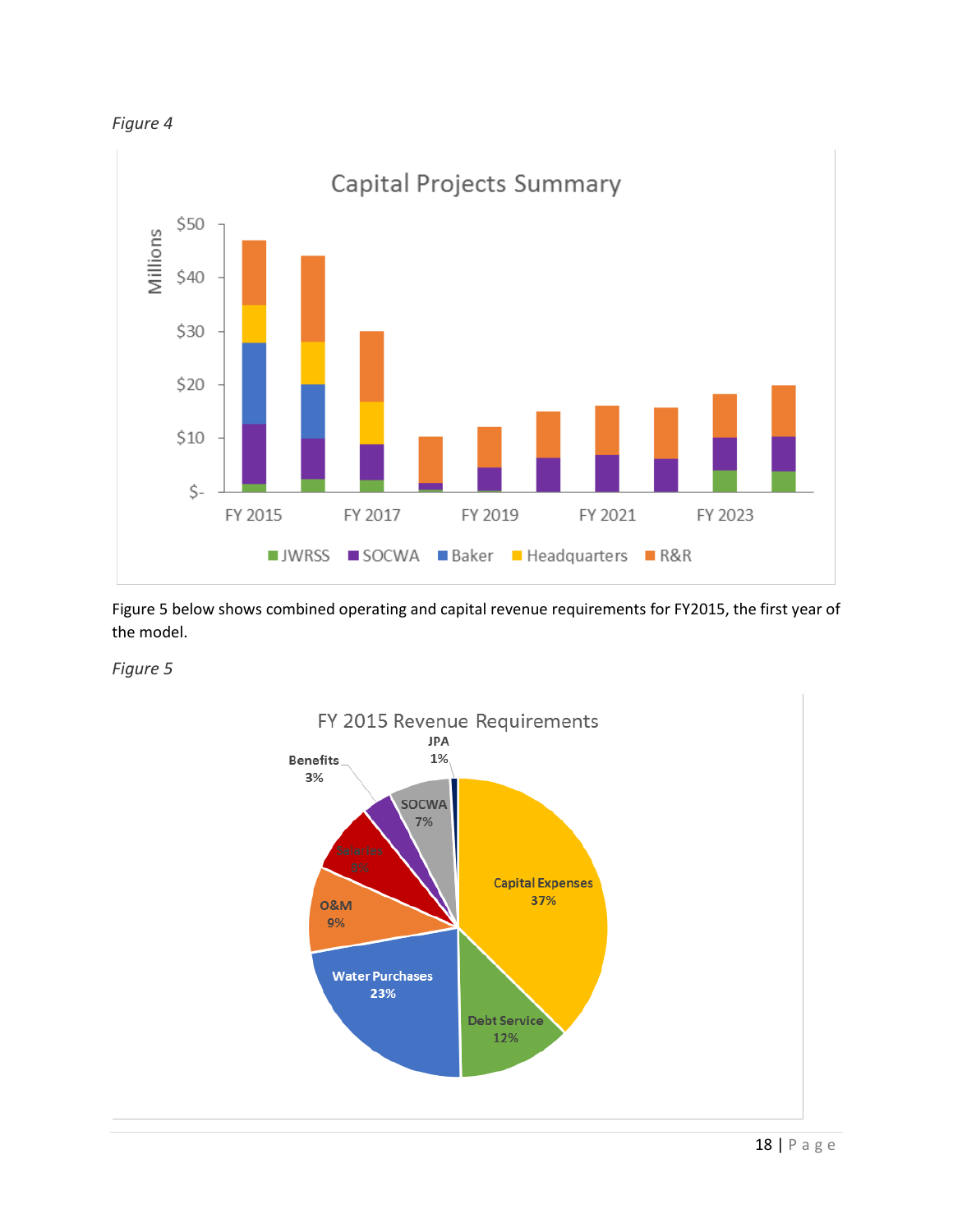*Figure 4*

**Capital Projects Summary**

Figure 5 below shows combined operating and capital revenue requirements for FY2015, the first year of the model.

*Figure 5*

**FY 2015 Revenue Requirements**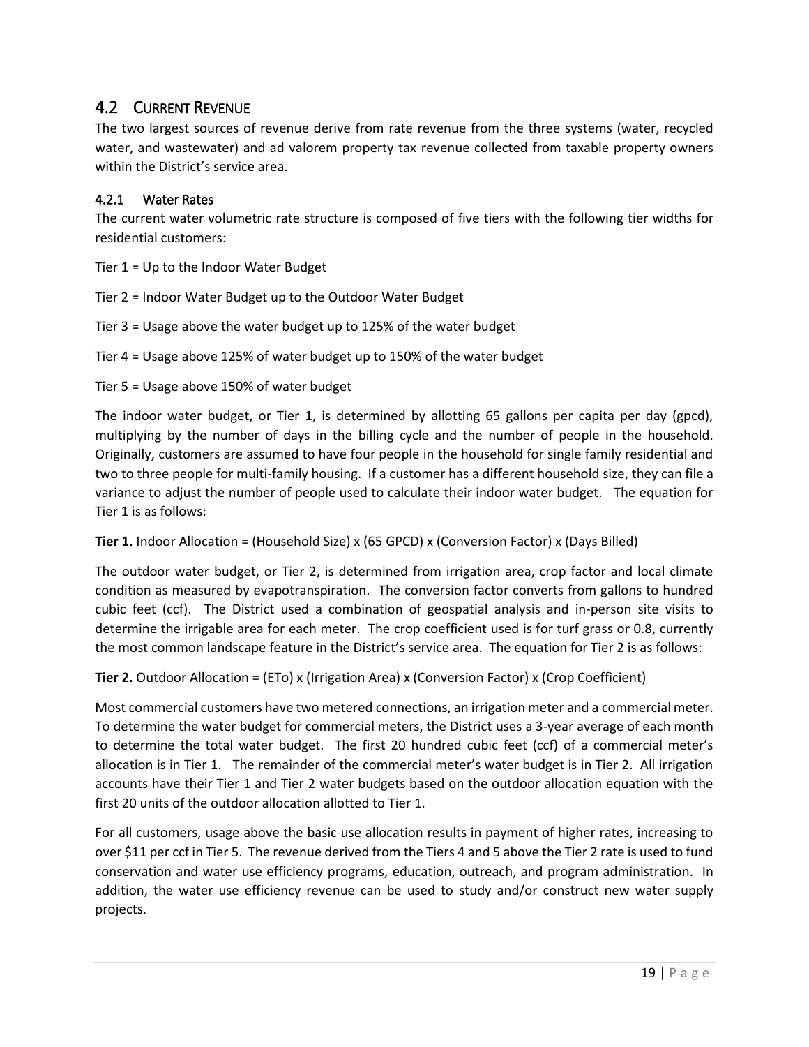## 4.2 Current Revenue

The two largest sources of revenue derive from rate revenue from the three systems (water, recycled water, and wastewater) and ad valorem property tax revenue collected from taxable property owners within the District's service area.

### 4.2.1 Water Rates

The current water volumetric rate structure is composed of five tiers with the following tier widths for residential customers:

Tier 1 = Up to the Indoor Water Budget

Tier 2 = Indoor Water Budget up to the Outdoor Water Budget

Tier 3 = Usage above the water budget up to 125% of the water budget

Tier 4 = Usage above 125% of water budget up to 150% of the water budget

Tier 5 = Usage above 150% of water budget

The indoor water budget, or Tier 1, is determined by allotting 65 gallons per capita per day (gpcd), multiplying by the number of days in the billing cycle and the number of people in the household. Originally, customers are assumed to have four people in the household for single family residential and two to three people for multi-family housing. If a customer has a different household size, they can file a variance to adjust the number of people used to calculate their indoor water budget. The equation for Tier 1 is as follows:

**Tier 1.** Indoor Allocation = (Household Size) x (65 GPCD) x (Conversion Factor) x (Days Billed)

The outdoor water budget, or Tier 2, is determined from irrigation area, crop factor and local climate condition as measured by evapotranspiration. The conversion factor converts from gallons to hundred cubic feet (ccf). The District used a combination of geospatial analysis and in-person site visits to determine the irrigable area for each meter. The crop coefficient used is for turf grass or 0.8, currently the most common landscape feature in the District's service area. The equation for Tier 2 is as follows:

**Tier 2.** Outdoor Allocation = (ETo) x (Irrigation Area) x (Conversion Factor) x (Crop Coefficient)

Most commercial customers have two metered connections, an irrigation meter and a commercial meter. To determine the water budget for commercial meters, the District uses a 3-year average of each month to determine the total water budget. The first 20 hundred cubic feet (ccf) of a commercial meter's allocation is in Tier 1. The remainder of the commercial meter's water budget is in Tier 2. All irrigation accounts have their Tier 1 and Tier 2 water budgets based on the outdoor allocation equation with the first 20 units of the outdoor allocation allotted to Tier 1.

For all customers, usage above the basic use allocation results in payment of higher rates, increasing to over $11 per ccf in Tier 5. The revenue derived from the Tiers 4 and 5 above the Tier 2 rate is used to fund conservation and water use efficiency programs, education, outreach, and program administration. In addition, the water use efficiency revenue can be used to study and/or construct new water supply projects.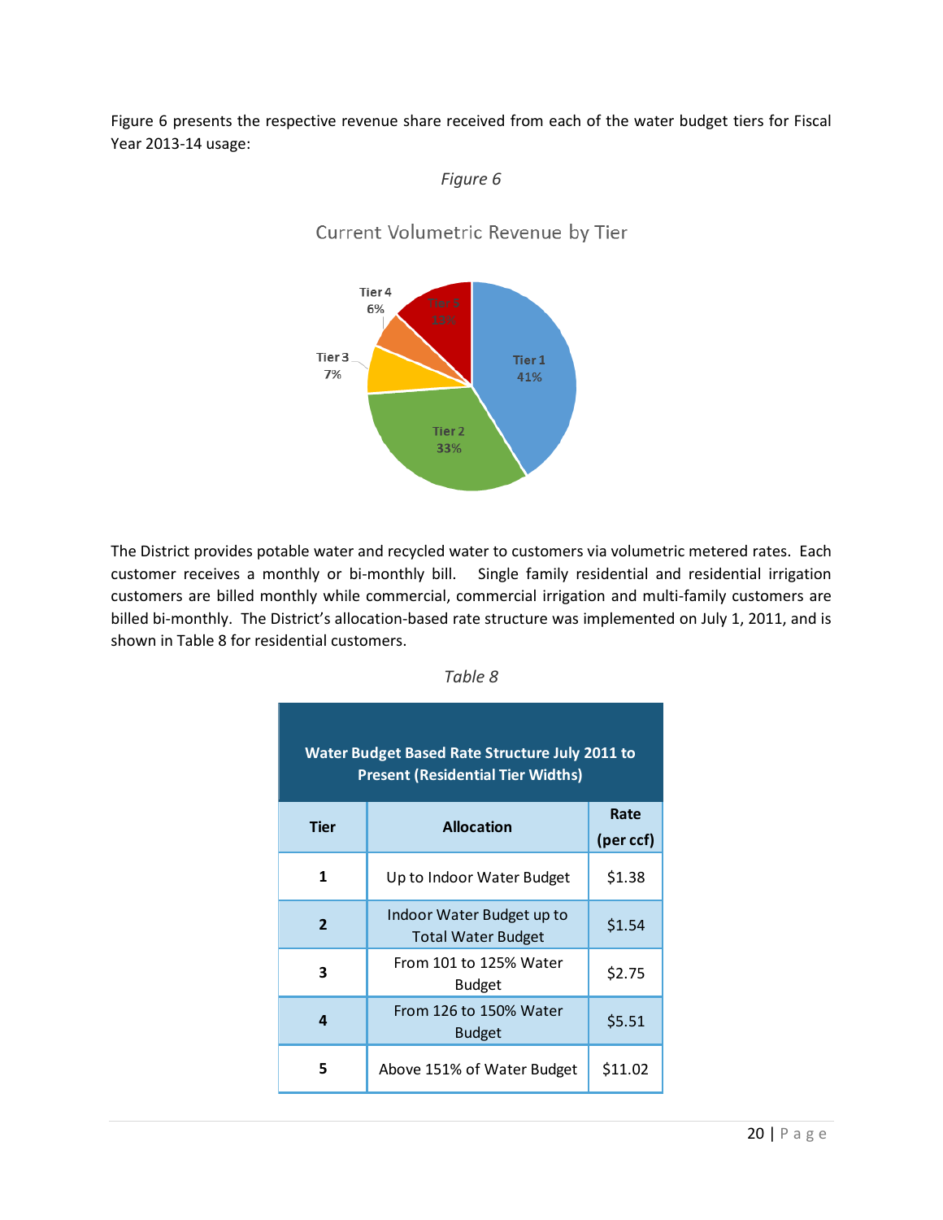Figure 6 presents the respective revenue share received from each of the water budget tiers for Fiscal Year 2013-14 usage:

*Figure 6*

Current Volumetric Revenue by Tier

Tier 1 41%, Tier 2 33%, Tier 3 7%, Tier 4 6%, Tier 5 13%

The District provides potable water and recycled water to customers via volumetric metered rates. Each customer receives a monthly or bi-monthly bill. Single family residential and residential irrigation customers are billed monthly while commercial, commercial irrigation and multi-family customers are billed bi-monthly. The District's allocation-based rate structure was implemented on July 1, 2011, and is shown in Table 8 for residential customers.

*Table 8*

| Water Budget Based Rate Structure July 2011 to Present (Residential Tier Widths) | | |
|---|---|---|
| **Tier** | **Allocation** | **Rate (per ccf)** |
| **1** | Up to Indoor Water Budget | \$1.38 |
| **2** | Indoor Water Budget up to Total Water Budget | \$1.54 |
| **3** | From 101 to 125% Water Budget | \$2.75 |
| **4** | From 126 to 150% Water Budget | \$5.51 |
| **5** | Above 151% of Water Budget | \$11.02 |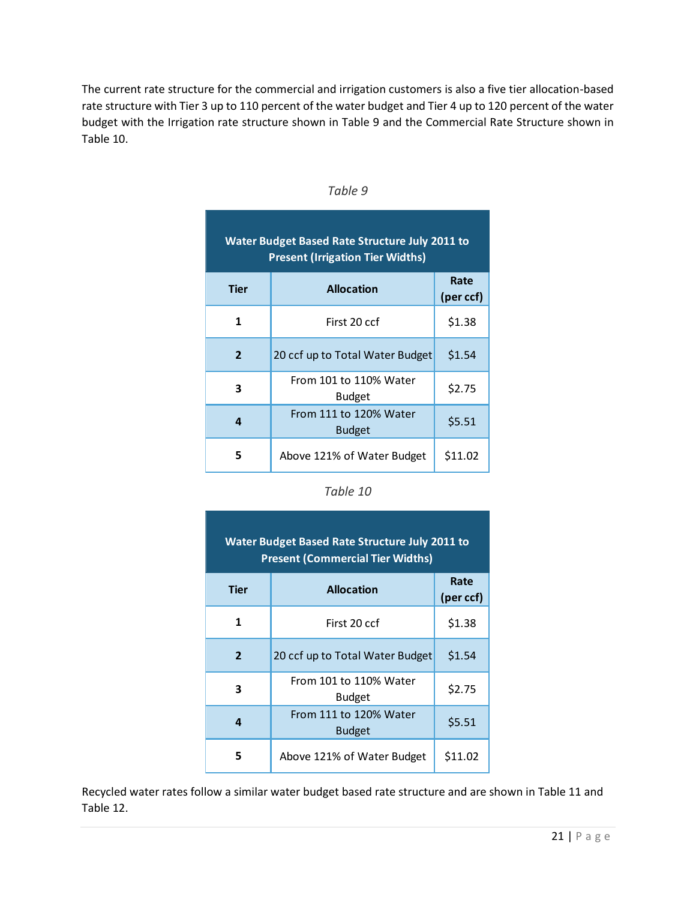The current rate structure for the commercial and irrigation customers is also a five tier allocation-based rate structure with Tier 3 up to 110 percent of the water budget and Tier 4 up to 120 percent of the water budget with the Irrigation rate structure shown in Table 9 and the Commercial Rate Structure shown in Table 10.

*Table 9*

| Water Budget Based Rate Structure July 2011 to Present (Irrigation Tier Widths) | | |
|---|---|---|
| **Tier** | **Allocation** | **Rate (per ccf)** |
| **1** | First 20 ccf | $1.38 |
| **2** | 20 ccf up to Total Water Budget | $1.54 |
| **3** | From 101 to 110% Water Budget | $2.75 |
| **4** | From 111 to 120% Water Budget | $5.51 |
| **5** | Above 121% of Water Budget | $11.02 |

*Table 10*

| Water Budget Based Rate Structure July 2011 to Present (Commercial Tier Widths) | | |
|---|---|---|
| **Tier** | **Allocation** | **Rate (per ccf)** |
| **1** | First 20 ccf | $1.38 |
| **2** | 20 ccf up to Total Water Budget | $1.54 |
| **3** | From 101 to 110% Water Budget | $2.75 |
| **4** | From 111 to 120% Water Budget | $5.51 |
| **5** | Above 121% of Water Budget | $11.02 |

Recycled water rates follow a similar water budget based rate structure and are shown in Table 11 and Table 12.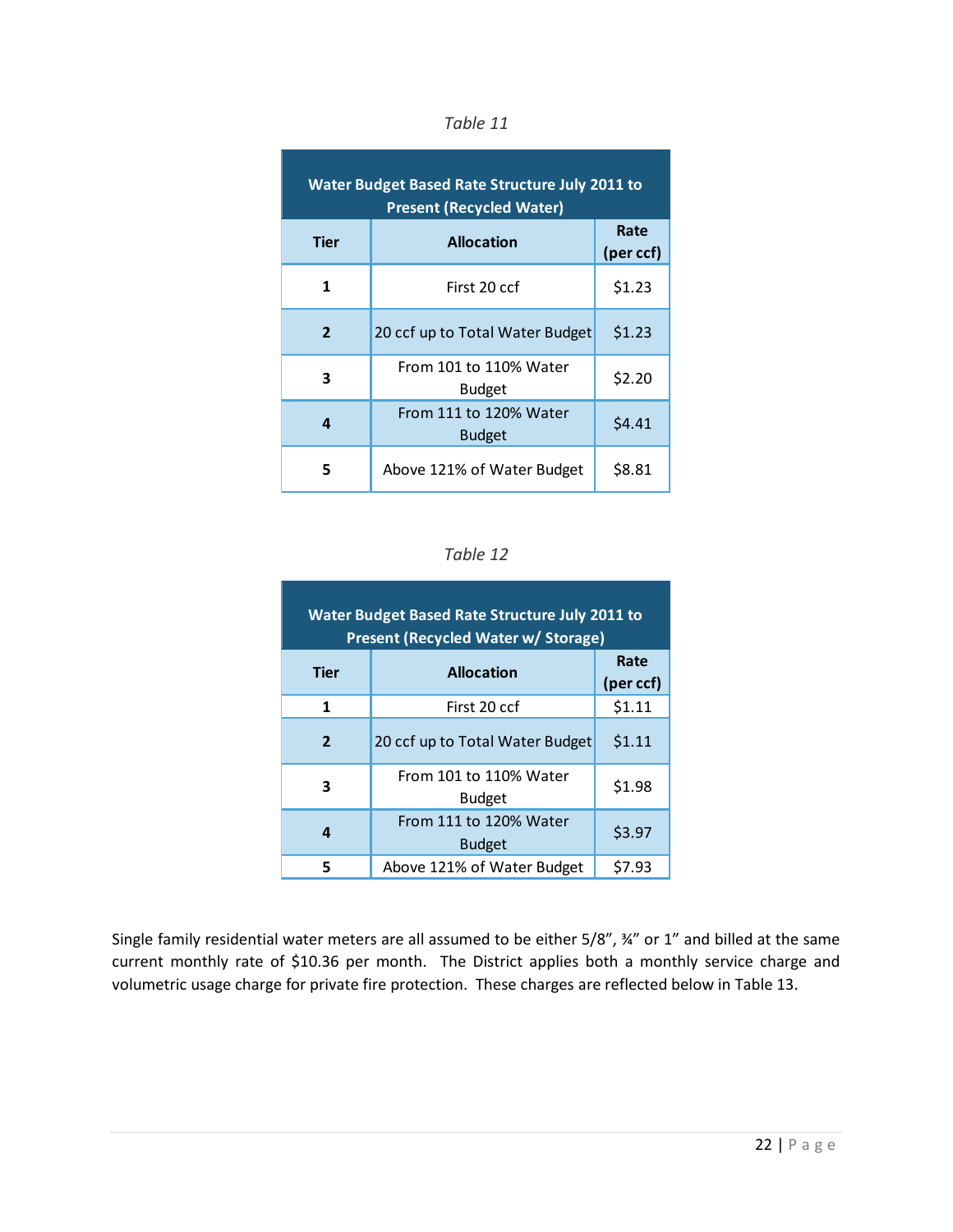*Table 11*

| Water Budget Based Rate Structure July 2011 to Present (Recycled Water) | | |
|---|---|---|
| **Tier** | **Allocation** | **Rate (per ccf)** |
| **1** | First 20 ccf | $1.23 |
| **2** | 20 ccf up to Total Water Budget | $1.23 |
| **3** | From 101 to 110% Water Budget | $2.20 |
| **4** | From 111 to 120% Water Budget | $4.41 |
| **5** | Above 121% of Water Budget | $8.81 |

*Table 12*

| Water Budget Based Rate Structure July 2011 to Present (Recycled Water w/ Storage) | | |
|---|---|---|
| **Tier** | **Allocation** | **Rate (per ccf)** |
| **1** | First 20 ccf | $1.11 |
| **2** | 20 ccf up to Total Water Budget | $1.11 |
| **3** | From 101 to 110% Water Budget | $1.98 |
| **4** | From 111 to 120% Water Budget | $3.97 |
| **5** | Above 121% of Water Budget | $7.93 |

Single family residential water meters are all assumed to be either 5/8", ¾" or 1" and billed at the same current monthly rate of $10.36 per month. The District applies both a monthly service charge and volumetric usage charge for private fire protection. These charges are reflected below in Table 13.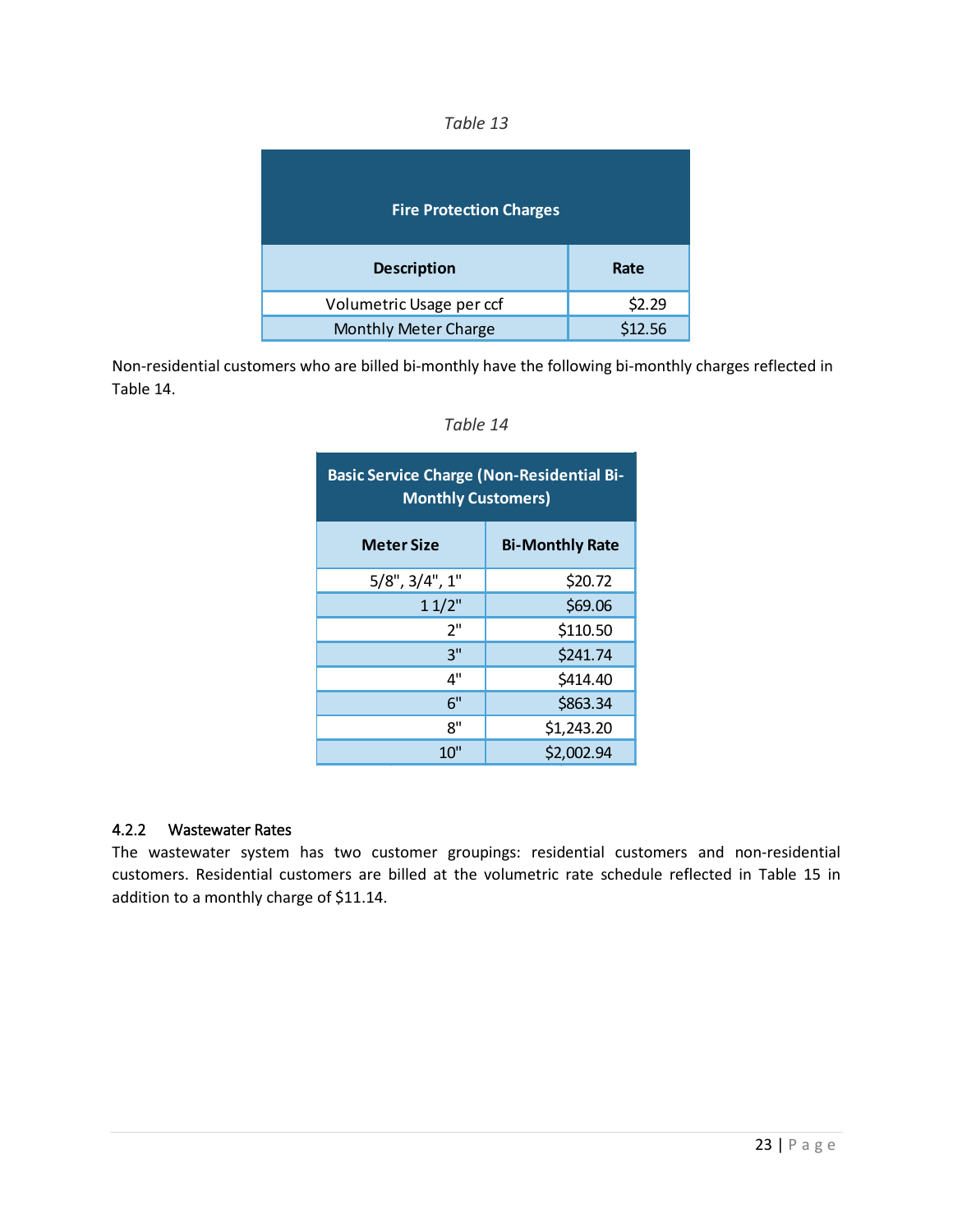*Table 13*

| Fire Protection Charges | |
|---|---|
| **Description** | **Rate** |
| Volumetric Usage per ccf | $2.29 |
| Monthly Meter Charge | $12.56 |

Non-residential customers who are billed bi-monthly have the following bi-monthly charges reflected in Table 14.

*Table 14*

| Basic Service Charge (Non-Residential Bi-Monthly Customers) | |
|---|---|
| **Meter Size** | **Bi-Monthly Rate** |
| 5/8", 3/4", 1" | $20.72 |
| 1 1/2" | $69.06 |
| 2" | $110.50 |
| 3" | $241.74 |
| 4" | $414.40 |
| 6" | $863.34 |
| 8" | $1,243.20 |
| 10" | $2,002.94 |

### 4.2.2 Wastewater Rates

The wastewater system has two customer groupings: residential customers and non-residential customers. Residential customers are billed at the volumetric rate schedule reflected in Table 15 in addition to a monthly charge of $11.14.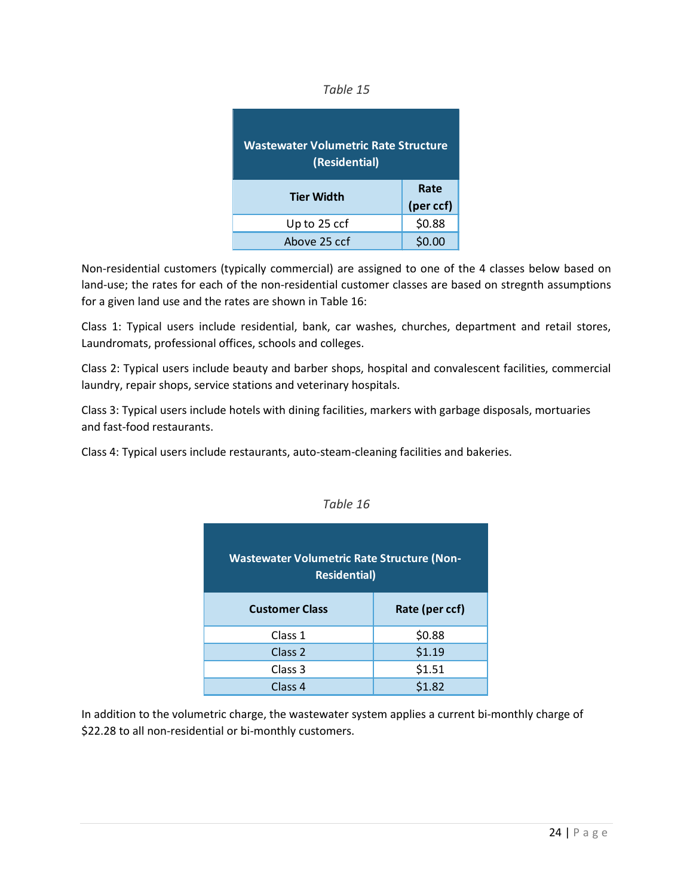*Table 15*

| Wastewater Volumetric Rate Structure (Residential) | |
|---|---|
| **Tier Width** | **Rate (per ccf)** |
| Up to 25 ccf | $0.88 |
| Above 25 ccf | $0.00 |

Non-residential customers (typically commercial) are assigned to one of the 4 classes below based on land-use; the rates for each of the non-residential customer classes are based on stregnth assumptions for a given land use and the rates are shown in Table 16:

Class 1: Typical users include residential, bank, car washes, churches, department and retail stores, Laundromats, professional offices, schools and colleges.

Class 2: Typical users include beauty and barber shops, hospital and convalescent facilities, commercial laundry, repair shops, service stations and veterinary hospitals.

Class 3: Typical users include hotels with dining facilities, markers with garbage disposals, mortuaries and fast-food restaurants.

Class 4: Typical users include restaurants, auto-steam-cleaning facilities and bakeries.

*Table 16*

| Wastewater Volumetric Rate Structure (Non-Residential) | |
|---|---|
| **Customer Class** | **Rate (per ccf)** |
| Class 1 | $0.88 |
| Class 2 | $1.19 |
| Class 3 | $1.51 |
| Class 4 | $1.82 |

In addition to the volumetric charge, the wastewater system applies a current bi-monthly charge of $22.28 to all non-residential or bi-monthly customers.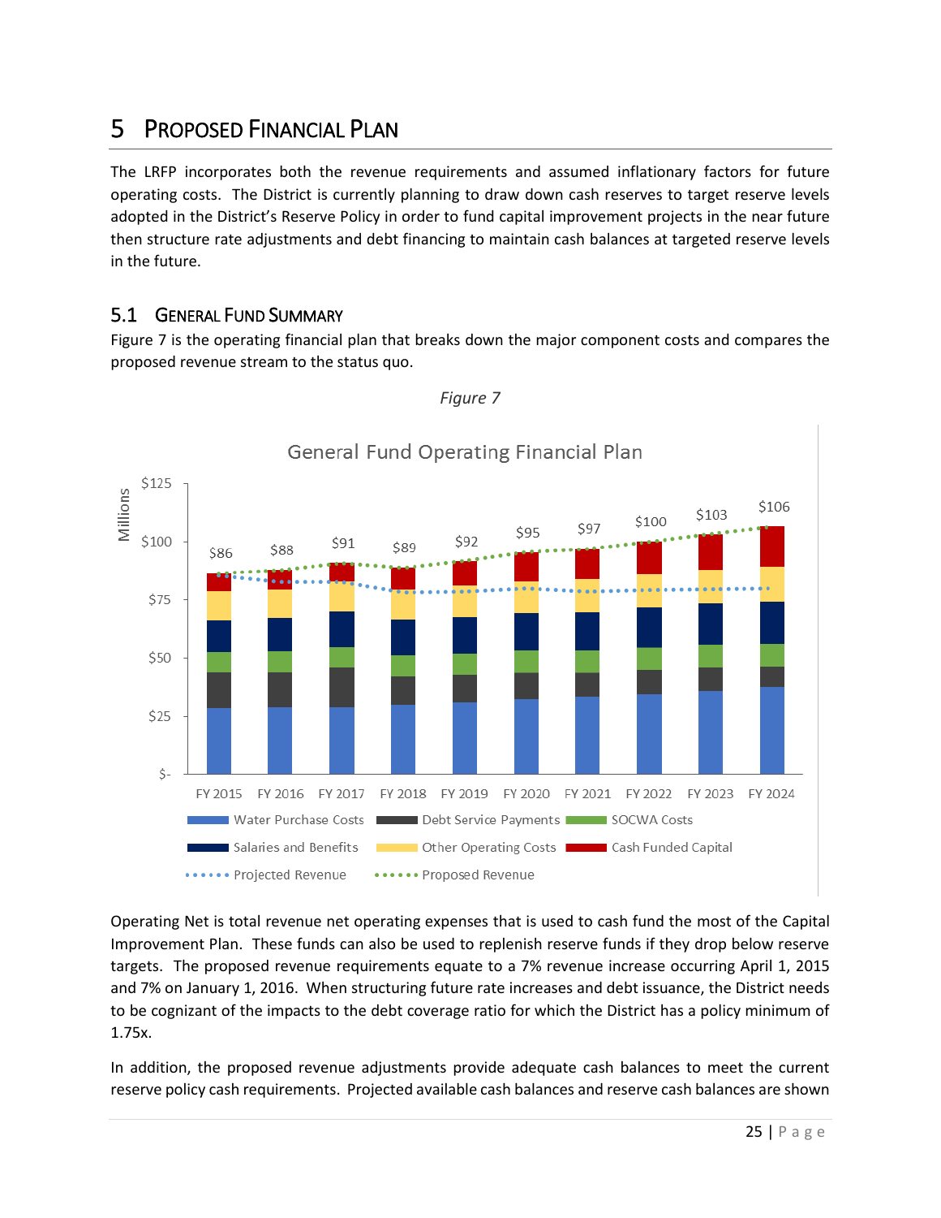# 5 PROPOSED FINANCIAL PLAN

The LRFP incorporates both the revenue requirements and assumed inflationary factors for future operating costs. The District is currently planning to draw down cash reserves to target reserve levels adopted in the District's Reserve Policy in order to fund capital improvement projects in the near future then structure rate adjustments and debt financing to maintain cash balances at targeted reserve levels in the future.

## 5.1 GENERAL FUND SUMMARY

Figure 7 is the operating financial plan that breaks down the major component costs and compares the proposed revenue stream to the status quo.

*Figure 7*

General Fund Operating Financial Plan

| | FY 2015 | FY 2016 | FY 2017 | FY 2018 | FY 2019 | FY 2020 | FY 2021 | FY 2022 | FY 2023 | FY 2024 |
|---|---|---|---|---|---|---|---|---|---|---|
| Total (Millions) | $86 | $88 | $91 | $89 | $92 | $95 | $97 | $100 | $103 | $106 |

Legend: Water Purchase Costs, Debt Service Payments, SOCWA Costs, Salaries and Benefits, Other Operating Costs, Cash Funded Capital, Projected Revenue, Proposed Revenue

Operating Net is total revenue net operating expenses that is used to cash fund the most of the Capital Improvement Plan. These funds can also be used to replenish reserve funds if they drop below reserve targets. The proposed revenue requirements equate to a 7% revenue increase occurring April 1, 2015 and 7% on January 1, 2016. When structuring future rate increases and debt issuance, the District needs to be cognizant of the impacts to the debt coverage ratio for which the District has a policy minimum of 1.75x.

In addition, the proposed revenue adjustments provide adequate cash balances to meet the current reserve policy cash requirements. Projected available cash balances and reserve cash balances are shown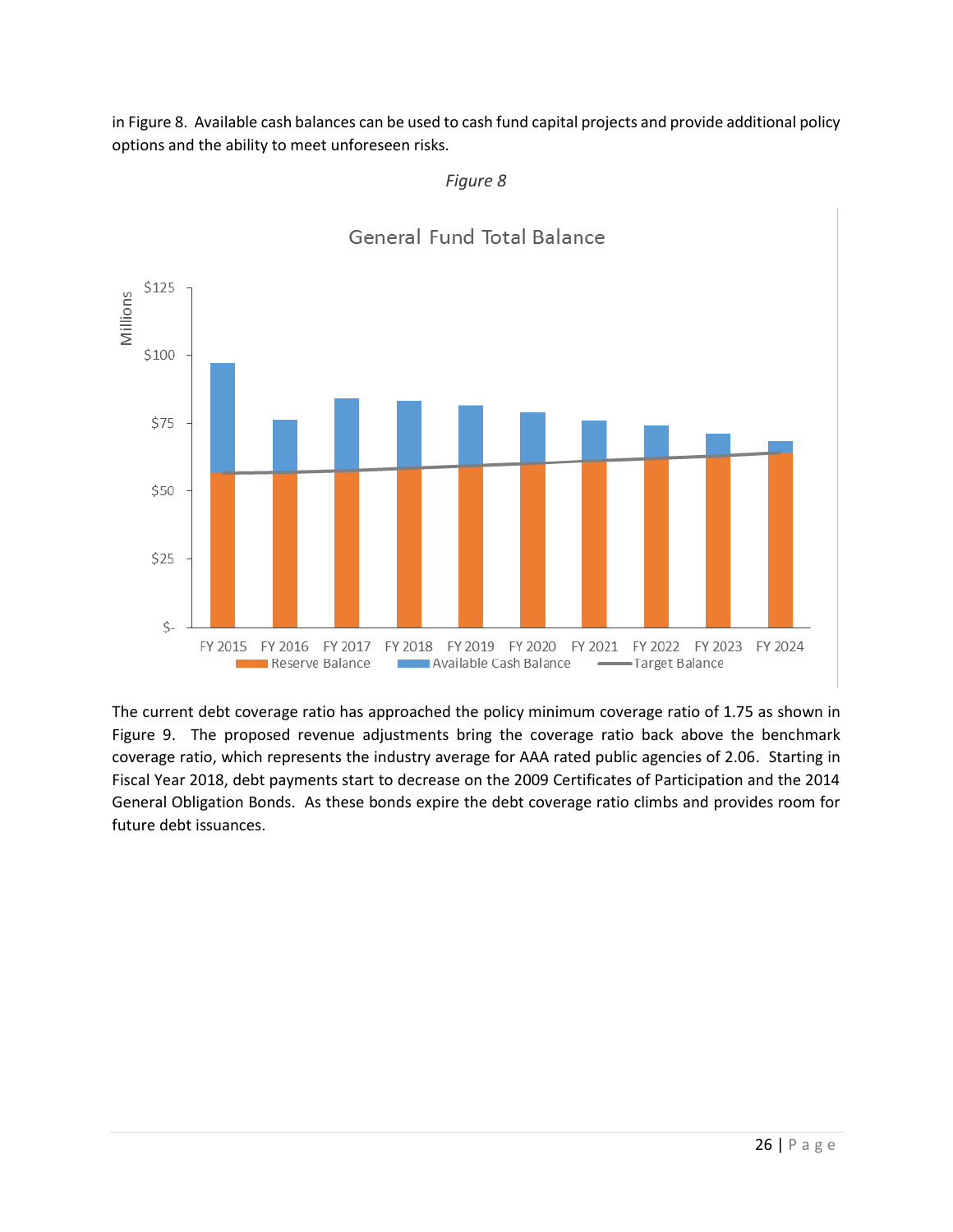in Figure 8. Available cash balances can be used to cash fund capital projects and provide additional policy options and the ability to meet unforeseen risks.

*Figure 8*

The current debt coverage ratio has approached the policy minimum coverage ratio of 1.75 as shown in Figure 9. The proposed revenue adjustments bring the coverage ratio back above the benchmark coverage ratio, which represents the industry average for AAA rated public agencies of 2.06. Starting in Fiscal Year 2018, debt payments start to decrease on the 2009 Certificates of Participation and the 2014 General Obligation Bonds. As these bonds expire the debt coverage ratio climbs and provides room for future debt issuances.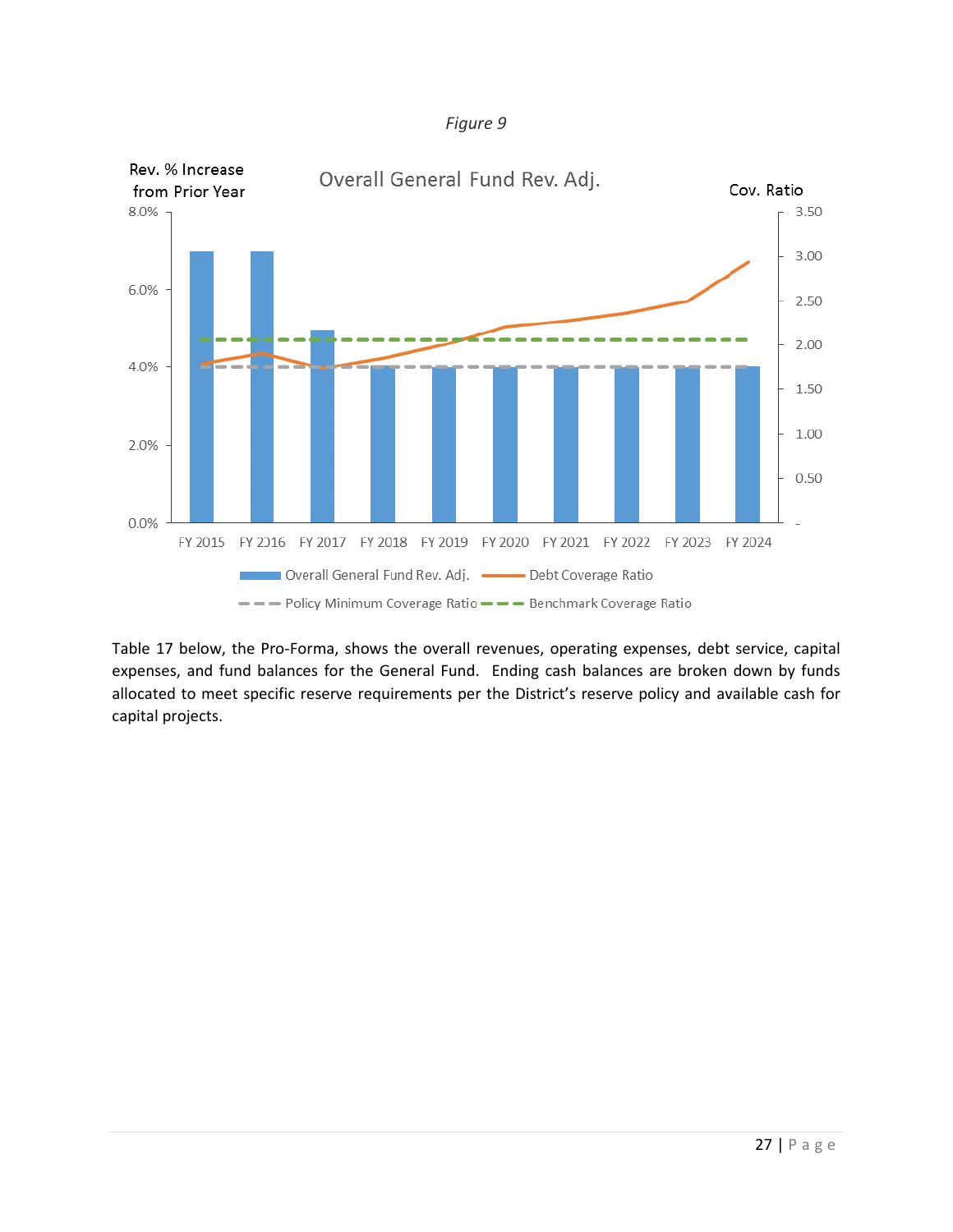*Figure 9*

Table 17 below, the Pro-Forma, shows the overall revenues, operating expenses, debt service, capital expenses, and fund balances for the General Fund. Ending cash balances are broken down by funds allocated to meet specific reserve requirements per the District's reserve policy and available cash for capital projects.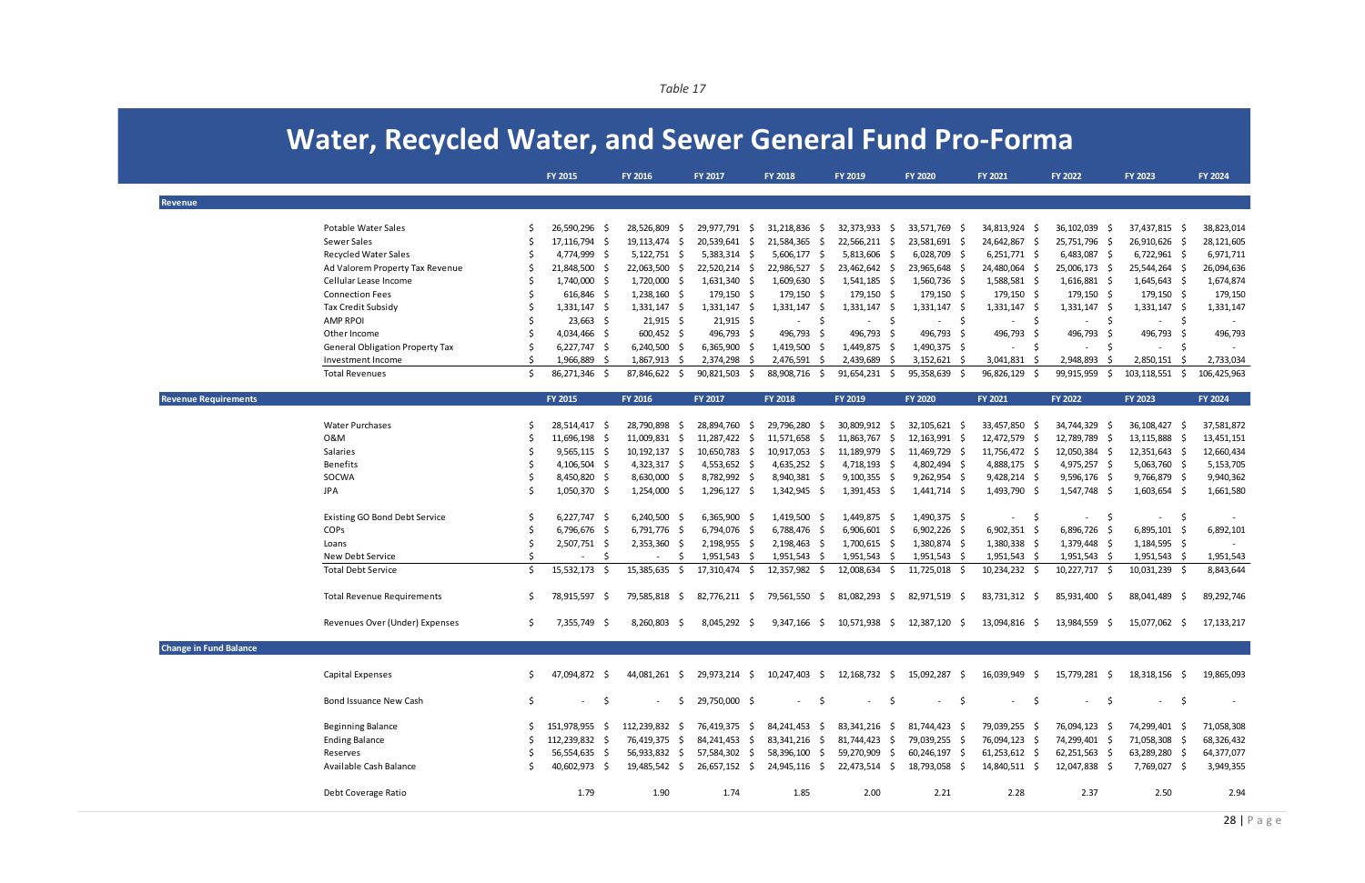*Table 17*

# Water, Recycled Water, and Sewer General Fund Pro-Forma

| | FY 2015 | FY 2016 | FY 2017 | FY 2018 | FY 2019 | FY 2020 | FY 2021 | FY 2022 | FY 2023 | FY 2024 |
|---|---|---|---|---|---|---|---|---|---|---|
| **Revenue** | | | | | | | | | | |
| Potable Water Sales | $ 26,590,296 | $ 28,526,809 | $ 29,977,791 | $ 31,218,836 | $ 32,373,933 | $ 33,571,769 | $ 34,813,924 | $ 36,102,039 | $ 37,437,815 | $ 38,823,014 |
| Sewer Sales | $ 17,116,794 | $ 19,113,474 | $ 20,539,641 | $ 21,584,365 | $ 22,566,211 | $ 23,581,691 | $ 24,642,867 | $ 25,751,796 | $ 26,910,626 | $ 28,121,605 |
| Recycled Water Sales | $ 4,774,999 | $ 5,122,751 | $ 5,383,314 | $ 5,606,177 | $ 5,813,606 | $ 6,028,709 | $ 6,251,771 | $ 6,483,087 | $ 6,722,961 | $ 6,971,711 |
| Ad Valorem Property Tax Revenue | $ 21,848,500 | $ 22,063,500 | $ 22,520,214 | $ 22,986,527 | $ 23,462,642 | $ 23,965,648 | $ 24,480,064 | $ 25,006,173 | $ 25,544,264 | $ 26,094,636 |
| Cellular Lease Income | $ 1,740,000 | $ 1,720,000 | $ 1,631,340 | $ 1,609,630 | $ 1,541,185 | $ 1,560,736 | $ 1,588,581 | $ 1,616,881 | $ 1,645,643 | $ 1,674,874 |
| Connection Fees | $ 616,846 | $ 1,238,160 | $ 179,150 | $ 179,150 | $ 179,150 | $ 179,150 | $ 179,150 | $ 179,150 | $ 179,150 | $ 179,150 |
| Tax Credit Subsidy | $ 1,331,147 | $ 1,331,147 | $ 1,331,147 | $ 1,331,147 | $ 1,331,147 | $ 1,331,147 | $ 1,331,147 | $ 1,331,147 | $ 1,331,147 | $ 1,331,147 |
| AMP RPOI | $ 23,663 | $ 21,915 | $ 21,915 | $ - | $ - | $ - | $ - | $ - | $ - | $ - |
| Other Income | $ 4,034,466 | $ 600,452 | $ 496,793 | $ 496,793 | $ 496,793 | $ 496,793 | $ 496,793 | $ 496,793 | $ 496,793 | $ 496,793 |
| General Obligation Property Tax | $ 6,227,747 | $ 6,240,500 | $ 6,365,900 | $ 1,419,500 | $ 1,449,875 | $ 1,490,375 | $ - | $ - | $ - | $ - |
| Investment Income | $ 1,966,889 | $ 1,867,913 | $ 2,374,298 | $ 2,476,591 | $ 2,439,689 | $ 3,152,621 | $ 3,041,831 | $ 2,948,893 | $ 2,850,151 | $ 2,733,034 |
| Total Revenues | $ 86,271,346 | $ 87,846,622 | $ 90,821,503 | $ 88,908,716 | $ 91,654,231 | $ 95,358,639 | $ 96,826,129 | $ 99,915,959 | $ 103,118,551 | $ 106,425,963 |
| **Revenue Requirements** | **FY 2015** | **FY 2016** | **FY 2017** | **FY 2018** | **FY 2019** | **FY 2020** | **FY 2021** | **FY 2022** | **FY 2023** | **FY 2024** |
| Water Purchases | $ 28,514,417 | $ 28,790,898 | $ 28,894,760 | $ 29,796,280 | $ 30,809,912 | $ 32,105,621 | $ 33,457,850 | $ 34,744,329 | $ 36,108,427 | $ 37,581,872 |
| O&M | $ 11,696,198 | $ 11,009,831 | $ 11,287,422 | $ 11,571,658 | $ 11,863,767 | $ 12,163,991 | $ 12,472,579 | $ 12,789,789 | $ 13,115,888 | $ 13,451,151 |
| Salaries | $ 9,565,115 | $ 10,192,137 | $ 10,650,783 | $ 10,917,053 | $ 11,189,979 | $ 11,469,729 | $ 11,756,472 | $ 12,050,384 | $ 12,351,643 | $ 12,660,434 |
| Benefits | $ 4,106,504 | $ 4,323,317 | $ 4,553,652 | $ 4,635,252 | $ 4,718,193 | $ 4,802,494 | $ 4,888,175 | $ 4,975,257 | $ 5,063,760 | $ 5,153,705 |
| SOCWA | $ 8,450,820 | $ 8,630,000 | $ 8,782,992 | $ 8,940,381 | $ 9,100,355 | $ 9,262,954 | $ 9,428,214 | $ 9,596,176 | $ 9,766,879 | $ 9,940,362 |
| JPA | $ 1,050,370 | $ 1,254,000 | $ 1,296,127 | $ 1,342,945 | $ 1,391,453 | $ 1,441,714 | $ 1,493,790 | $ 1,547,748 | $ 1,603,654 | $ 1,661,580 |
| Existing GO Bond Debt Service | $ 6,227,747 | $ 6,240,500 | $ 6,365,900 | $ 1,419,500 | $ 1,449,875 | $ 1,490,375 | $ - | $ - | $ - | $ - |
| COPs | $ 6,796,676 | $ 6,791,776 | $ 6,794,076 | $ 6,788,476 | $ 6,906,601 | $ 6,902,226 | $ 6,902,351 | $ 6,896,726 | $ 6,895,101 | $ 6,892,101 |
| Loans | $ 2,507,751 | $ 2,353,360 | $ 2,198,955 | $ 2,198,463 | $ 1,700,615 | $ 1,380,874 | $ 1,380,338 | $ 1,379,448 | $ 1,184,595 | $ - |
| New Debt Service | $ - | $ - | $ 1,951,543 | $ 1,951,543 | $ 1,951,543 | $ 1,951,543 | $ 1,951,543 | $ 1,951,543 | $ 1,951,543 | $ 1,951,543 |
| Total Debt Service | $ 15,532,173 | $ 15,385,635 | $ 17,310,474 | $ 12,357,982 | $ 12,008,634 | $ 11,725,018 | $ 10,234,232 | $ 10,227,717 | $ 10,031,239 | $ 8,843,644 |
| Total Revenue Requirements | $ 78,915,597 | $ 79,585,818 | $ 82,776,211 | $ 79,561,550 | $ 81,082,293 | $ 82,971,519 | $ 83,731,312 | $ 85,931,400 | $ 88,041,489 | $ 89,292,746 |
| Revenues Over (Under) Expenses | $ 7,355,749 | $ 8,260,803 | $ 8,045,292 | $ 9,347,166 | $ 10,571,938 | $ 12,387,120 | $ 13,094,816 | $ 13,984,559 | $ 15,077,062 | $ 17,133,217 |
| **Change in Fund Balance** | | | | | | | | | | |
| Capital Expenses | $ 47,094,872 | $ 44,081,261 | $ 29,973,214 | $ 10,247,403 | $ 12,168,732 | $ 15,092,287 | $ 16,039,949 | $ 15,779,281 | $ 18,318,156 | $ 19,865,093 |
| Bond Issuance New Cash | $ - | $ - | $ 29,750,000 | $ - | $ - | $ - | $ - | $ - | $ - | $ - |
| Beginning Balance | $ 151,978,955 | $ 112,239,832 | $ 76,419,375 | $ 84,241,453 | $ 83,341,216 | $ 81,744,423 | $ 79,039,255 | $ 76,094,123 | $ 74,299,401 | $ 71,058,308 |
| Ending Balance | $ 112,239,832 | $ 76,419,375 | $ 84,241,453 | $ 83,341,216 | $ 81,744,423 | $ 79,039,255 | $ 76,094,123 | $ 74,299,401 | $ 71,058,308 | $ 68,326,432 |
| Reserves | $ 56,554,635 | $ 56,933,832 | $ 57,584,302 | $ 58,396,100 | $ 59,270,909 | $ 60,246,197 | $ 61,253,612 | $ 62,251,563 | $ 63,289,280 | $ 64,377,077 |
| Available Cash Balance | $ 40,602,973 | $ 19,485,542 | $ 26,657,152 | $ 24,945,116 | $ 22,473,514 | $ 18,793,058 | $ 14,840,511 | $ 12,047,838 | $ 7,769,027 | $ 3,949,355 |
| Debt Coverage Ratio | 1.79 | 1.90 | 1.74 | 1.85 | 2.00 | 2.21 | 2.28 | 2.37 | 2.50 | 2.94 |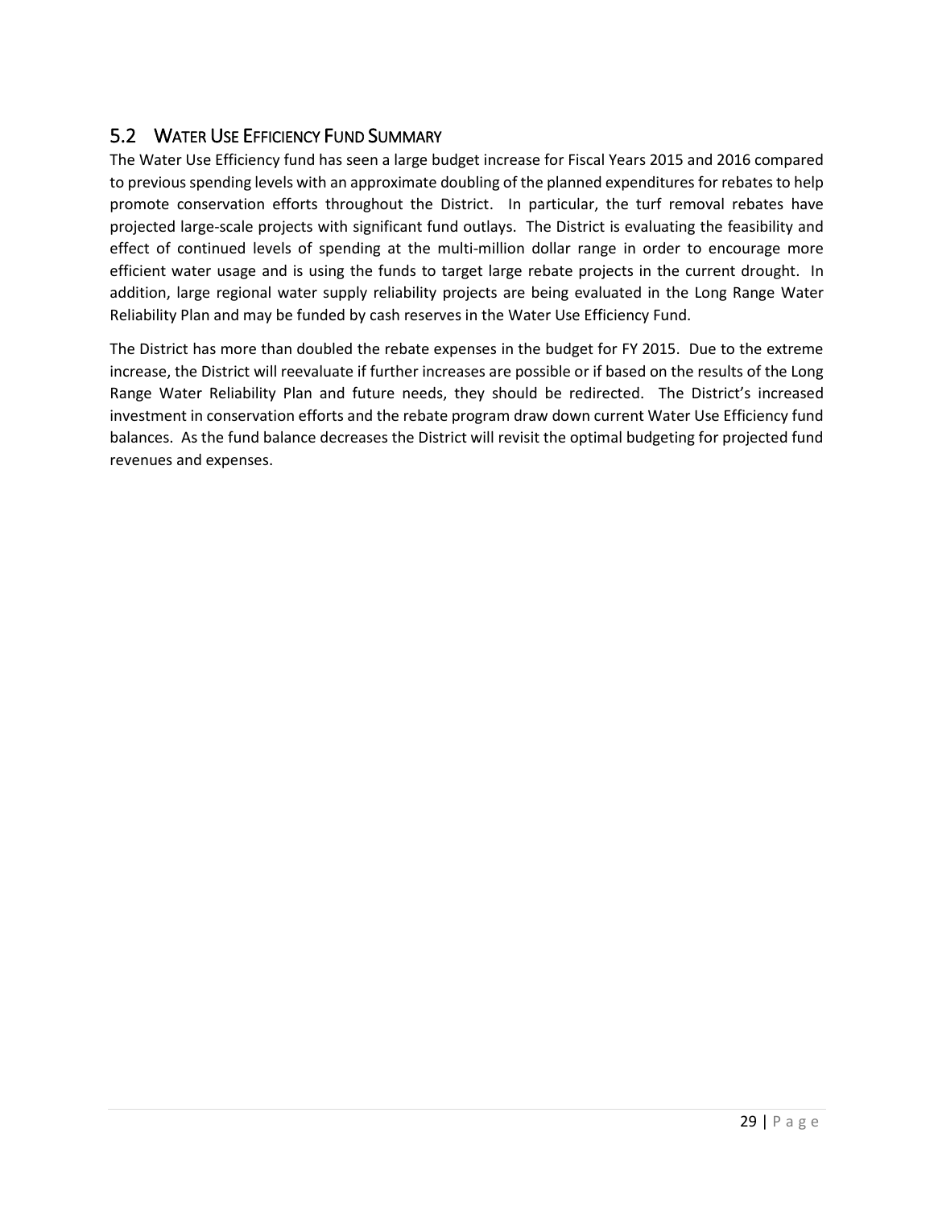## 5.2 Water Use Efficiency Fund Summary

The Water Use Efficiency fund has seen a large budget increase for Fiscal Years 2015 and 2016 compared to previous spending levels with an approximate doubling of the planned expenditures for rebates to help promote conservation efforts throughout the District. In particular, the turf removal rebates have projected large-scale projects with significant fund outlays. The District is evaluating the feasibility and effect of continued levels of spending at the multi-million dollar range in order to encourage more efficient water usage and is using the funds to target large rebate projects in the current drought. In addition, large regional water supply reliability projects are being evaluated in the Long Range Water Reliability Plan and may be funded by cash reserves in the Water Use Efficiency Fund.

The District has more than doubled the rebate expenses in the budget for FY 2015. Due to the extreme increase, the District will reevaluate if further increases are possible or if based on the results of the Long Range Water Reliability Plan and future needs, they should be redirected. The District's increased investment in conservation efforts and the rebate program draw down current Water Use Efficiency fund balances. As the fund balance decreases the District will revisit the optimal budgeting for projected fund revenues and expenses.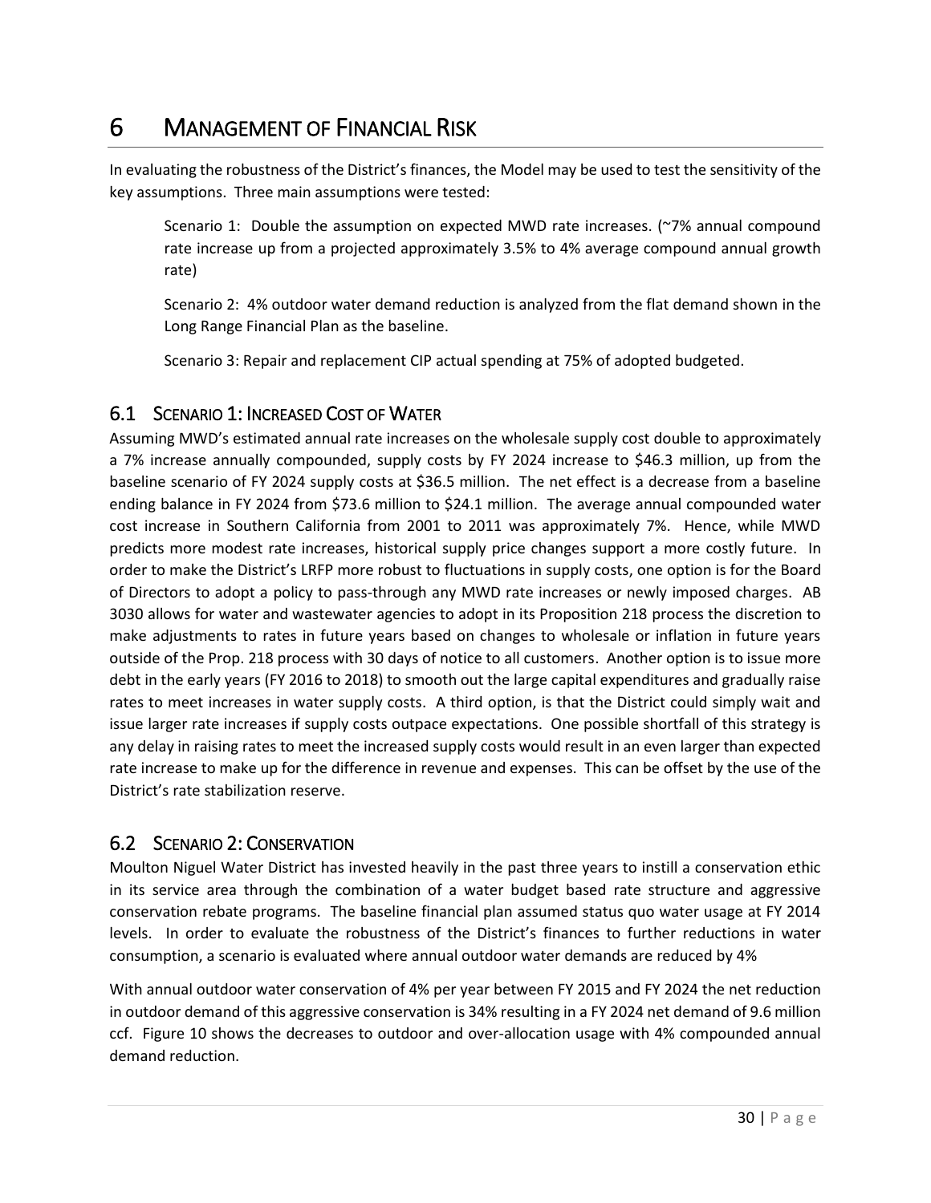# 6 MANAGEMENT OF FINANCIAL RISK

In evaluating the robustness of the District's finances, the Model may be used to test the sensitivity of the key assumptions. Three main assumptions were tested:

> Scenario 1: Double the assumption on expected MWD rate increases. (~7% annual compound rate increase up from a projected approximately 3.5% to 4% average compound annual growth rate)
>
> Scenario 2: 4% outdoor water demand reduction is analyzed from the flat demand shown in the Long Range Financial Plan as the baseline.
>
> Scenario 3: Repair and replacement CIP actual spending at 75% of adopted budgeted.

## 6.1 SCENARIO 1: INCREASED COST OF WATER

Assuming MWD's estimated annual rate increases on the wholesale supply cost double to approximately a 7% increase annually compounded, supply costs by FY 2024 increase to $46.3 million, up from the baseline scenario of FY 2024 supply costs at $36.5 million. The net effect is a decrease from a baseline ending balance in FY 2024 from $73.6 million to $24.1 million. The average annual compounded water cost increase in Southern California from 2001 to 2011 was approximately 7%. Hence, while MWD predicts more modest rate increases, historical supply price changes support a more costly future. In order to make the District's LRFP more robust to fluctuations in supply costs, one option is for the Board of Directors to adopt a policy to pass-through any MWD rate increases or newly imposed charges. AB 3030 allows for water and wastewater agencies to adopt in its Proposition 218 process the discretion to make adjustments to rates in future years based on changes to wholesale or inflation in future years outside of the Prop. 218 process with 30 days of notice to all customers. Another option is to issue more debt in the early years (FY 2016 to 2018) to smooth out the large capital expenditures and gradually raise rates to meet increases in water supply costs. A third option, is that the District could simply wait and issue larger rate increases if supply costs outpace expectations. One possible shortfall of this strategy is any delay in raising rates to meet the increased supply costs would result in an even larger than expected rate increase to make up for the difference in revenue and expenses. This can be offset by the use of the District's rate stabilization reserve.

## 6.2 SCENARIO 2: CONSERVATION

Moulton Niguel Water District has invested heavily in the past three years to instill a conservation ethic in its service area through the combination of a water budget based rate structure and aggressive conservation rebate programs. The baseline financial plan assumed status quo water usage at FY 2014 levels. In order to evaluate the robustness of the District's finances to further reductions in water consumption, a scenario is evaluated where annual outdoor water demands are reduced by 4%

With annual outdoor water conservation of 4% per year between FY 2015 and FY 2024 the net reduction in outdoor demand of this aggressive conservation is 34% resulting in a FY 2024 net demand of 9.6 million ccf. Figure 10 shows the decreases to outdoor and over-allocation usage with 4% compounded annual demand reduction.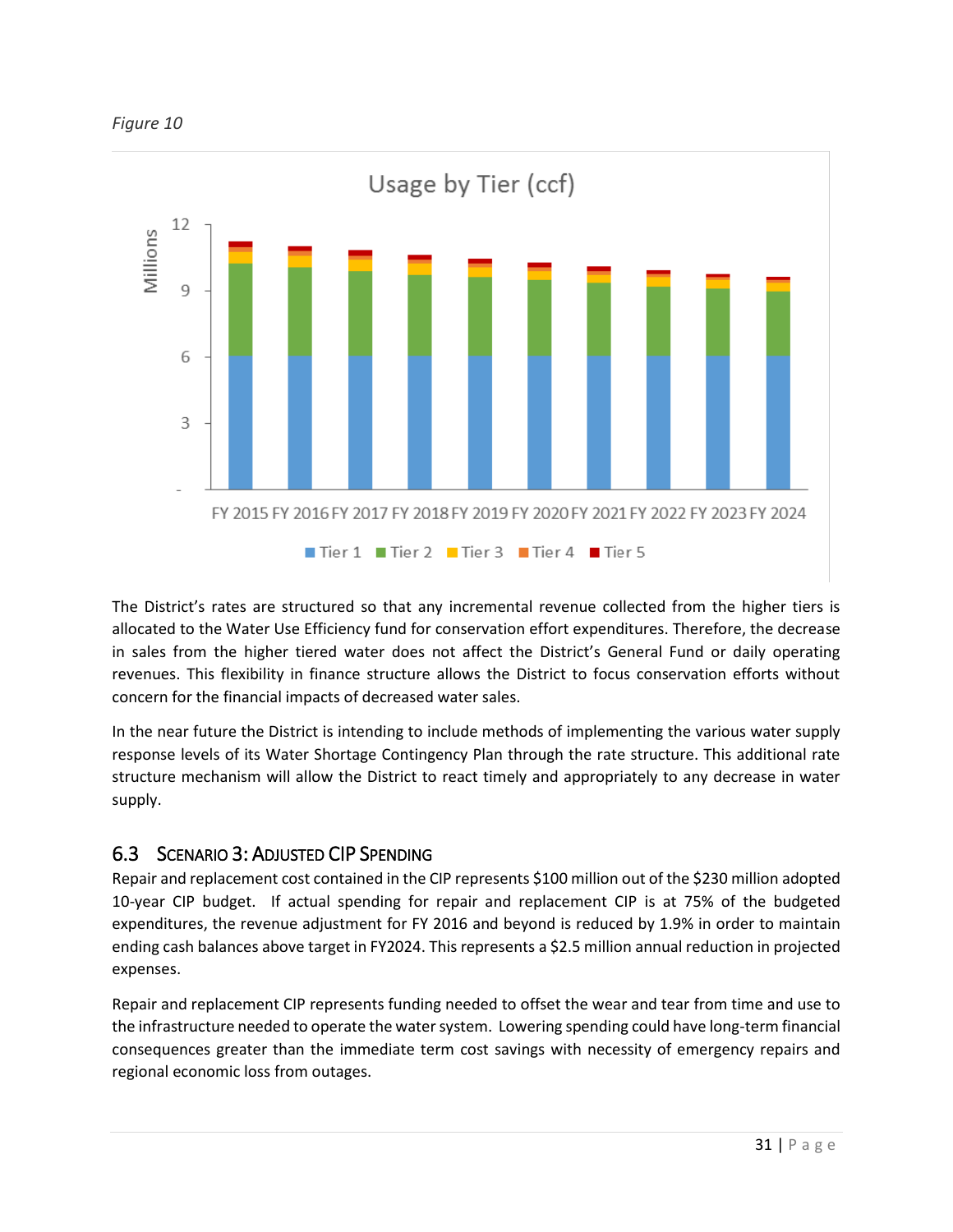*Figure 10*

The District's rates are structured so that any incremental revenue collected from the higher tiers is allocated to the Water Use Efficiency fund for conservation effort expenditures. Therefore, the decrease in sales from the higher tiered water does not affect the District's General Fund or daily operating revenues. This flexibility in finance structure allows the District to focus conservation efforts without concern for the financial impacts of decreased water sales.

In the near future the District is intending to include methods of implementing the various water supply response levels of its Water Shortage Contingency Plan through the rate structure. This additional rate structure mechanism will allow the District to react timely and appropriately to any decrease in water supply.

## 6.3 Scenario 3: Adjusted CIP Spending

Repair and replacement cost contained in the CIP represents $100 million out of the $230 million adopted 10-year CIP budget. If actual spending for repair and replacement CIP is at 75% of the budgeted expenditures, the revenue adjustment for FY 2016 and beyond is reduced by 1.9% in order to maintain ending cash balances above target in FY2024. This represents a $2.5 million annual reduction in projected expenses.

Repair and replacement CIP represents funding needed to offset the wear and tear from time and use to the infrastructure needed to operate the water system. Lowering spending could have long-term financial consequences greater than the immediate term cost savings with necessity of emergency repairs and regional economic loss from outages.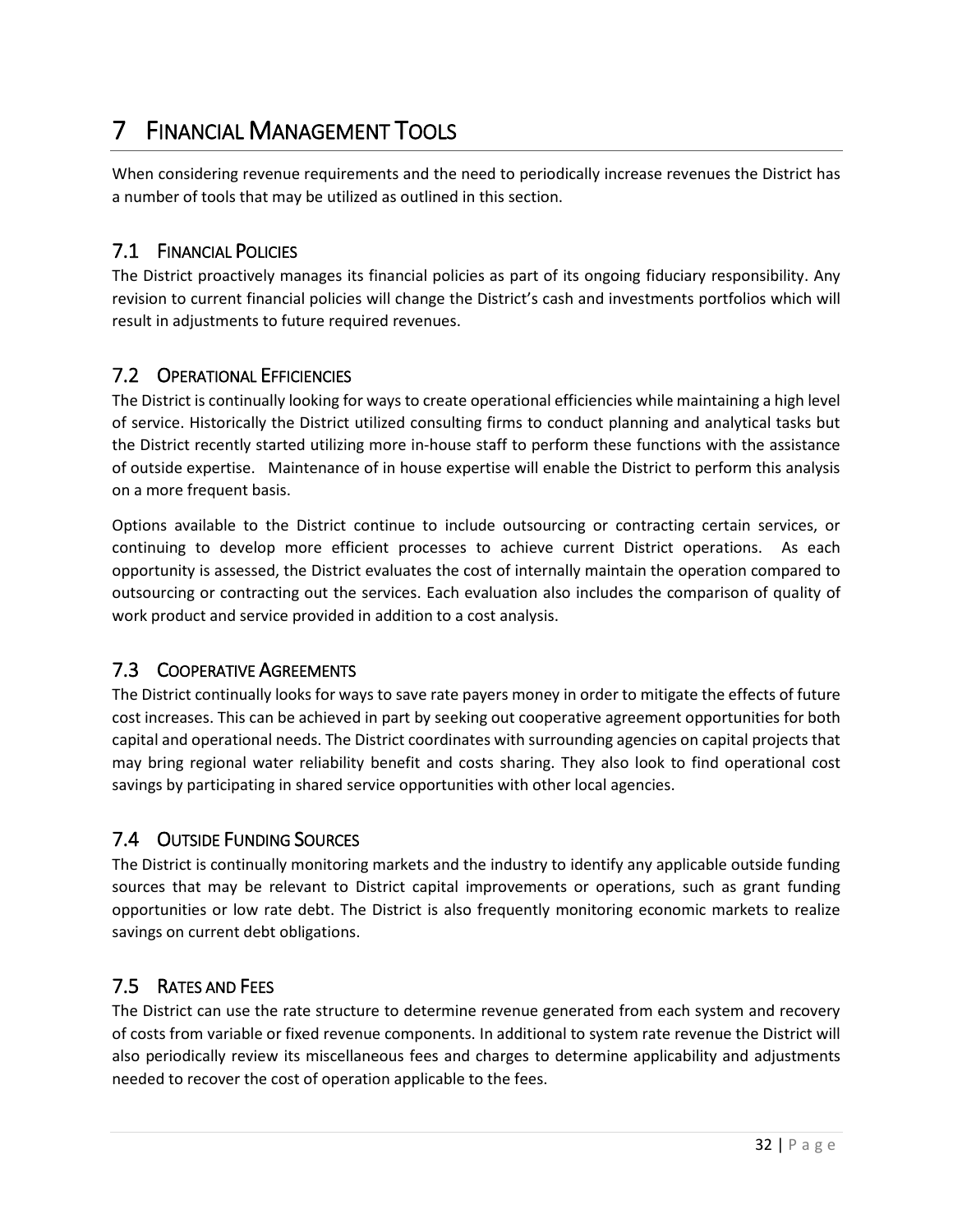# 7 FINANCIAL MANAGEMENT TOOLS

When considering revenue requirements and the need to periodically increase revenues the District has a number of tools that may be utilized as outlined in this section.

## 7.1 FINANCIAL POLICIES

The District proactively manages its financial policies as part of its ongoing fiduciary responsibility. Any revision to current financial policies will change the District's cash and investments portfolios which will result in adjustments to future required revenues.

## 7.2 OPERATIONAL EFFICIENCIES

The District is continually looking for ways to create operational efficiencies while maintaining a high level of service. Historically the District utilized consulting firms to conduct planning and analytical tasks but the District recently started utilizing more in-house staff to perform these functions with the assistance of outside expertise. Maintenance of in house expertise will enable the District to perform this analysis on a more frequent basis.

Options available to the District continue to include outsourcing or contracting certain services, or continuing to develop more efficient processes to achieve current District operations. As each opportunity is assessed, the District evaluates the cost of internally maintain the operation compared to outsourcing or contracting out the services. Each evaluation also includes the comparison of quality of work product and service provided in addition to a cost analysis.

## 7.3 COOPERATIVE AGREEMENTS

The District continually looks for ways to save rate payers money in order to mitigate the effects of future cost increases. This can be achieved in part by seeking out cooperative agreement opportunities for both capital and operational needs. The District coordinates with surrounding agencies on capital projects that may bring regional water reliability benefit and costs sharing. They also look to find operational cost savings by participating in shared service opportunities with other local agencies.

## 7.4 OUTSIDE FUNDING SOURCES

The District is continually monitoring markets and the industry to identify any applicable outside funding sources that may be relevant to District capital improvements or operations, such as grant funding opportunities or low rate debt. The District is also frequently monitoring economic markets to realize savings on current debt obligations.

## 7.5 RATES AND FEES

The District can use the rate structure to determine revenue generated from each system and recovery of costs from variable or fixed revenue components. In additional to system rate revenue the District will also periodically review its miscellaneous fees and charges to determine applicability and adjustments needed to recover the cost of operation applicable to the fees.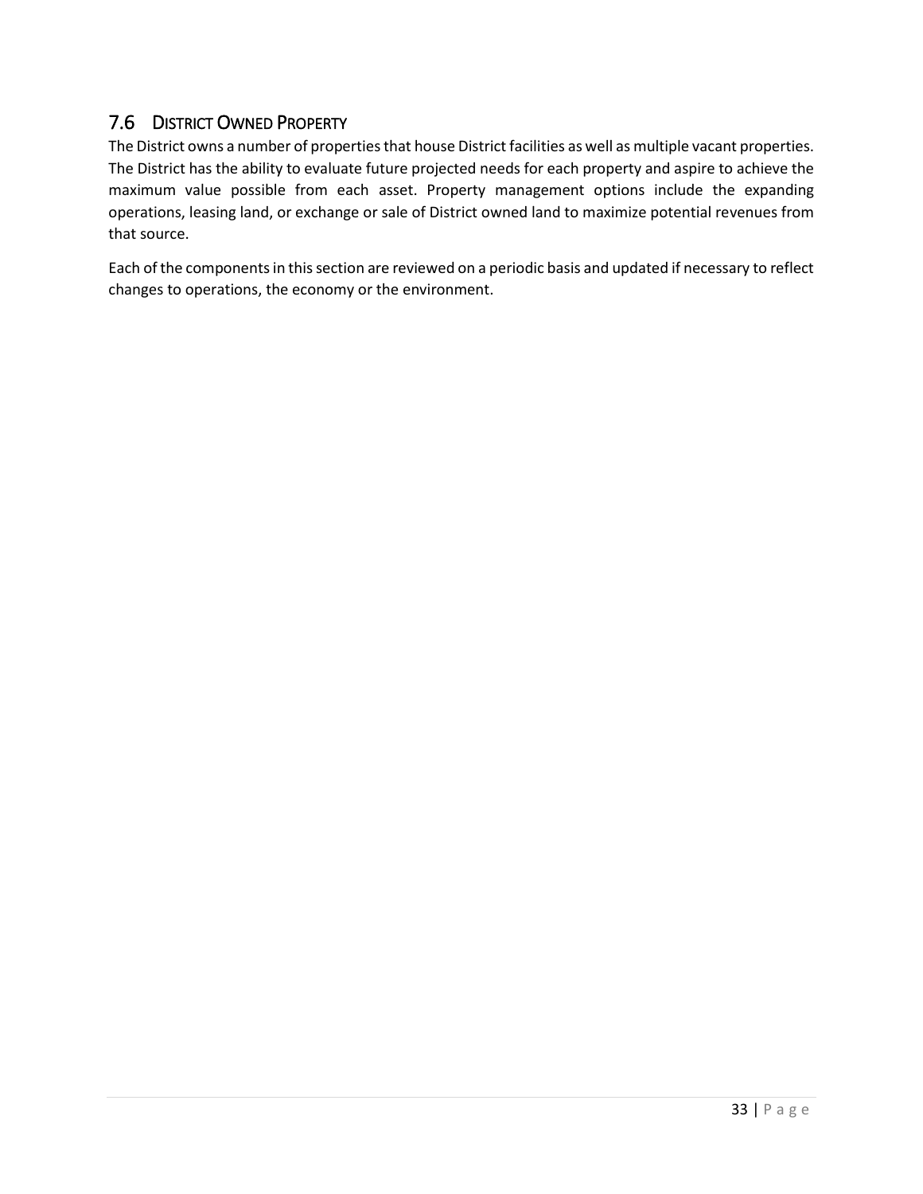## 7.6 District Owned Property

The District owns a number of properties that house District facilities as well as multiple vacant properties. The District has the ability to evaluate future projected needs for each property and aspire to achieve the maximum value possible from each asset. Property management options include the expanding operations, leasing land, or exchange or sale of District owned land to maximize potential revenues from that source.

Each of the components in this section are reviewed on a periodic basis and updated if necessary to reflect changes to operations, the economy or the environment.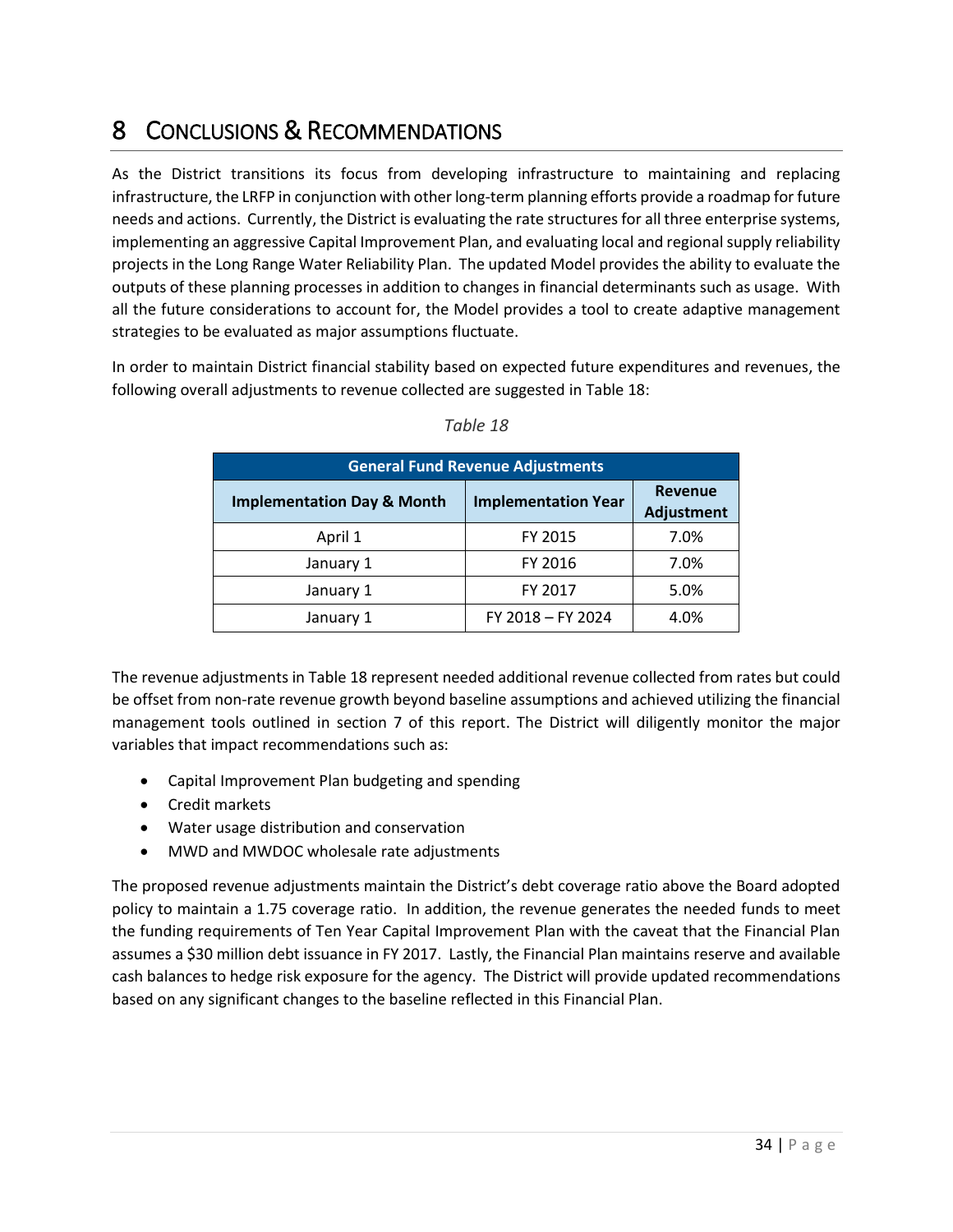# 8 Conclusions & Recommendations

As the District transitions its focus from developing infrastructure to maintaining and replacing infrastructure, the LRFP in conjunction with other long-term planning efforts provide a roadmap for future needs and actions. Currently, the District is evaluating the rate structures for all three enterprise systems, implementing an aggressive Capital Improvement Plan, and evaluating local and regional supply reliability projects in the Long Range Water Reliability Plan. The updated Model provides the ability to evaluate the outputs of these planning processes in addition to changes in financial determinants such as usage. With all the future considerations to account for, the Model provides a tool to create adaptive management strategies to be evaluated as major assumptions fluctuate.

In order to maintain District financial stability based on expected future expenditures and revenues, the following overall adjustments to revenue collected are suggested in Table 18:

*Table 18*

| General Fund Revenue Adjustments | | |
|---|---|---|
| **Implementation Day & Month** | **Implementation Year** | **Revenue Adjustment** |
| April 1 | FY 2015 | 7.0% |
| January 1 | FY 2016 | 7.0% |
| January 1 | FY 2017 | 5.0% |
| January 1 | FY 2018 – FY 2024 | 4.0% |

The revenue adjustments in Table 18 represent needed additional revenue collected from rates but could be offset from non-rate revenue growth beyond baseline assumptions and achieved utilizing the financial management tools outlined in section 7 of this report. The District will diligently monitor the major variables that impact recommendations such as:

- Capital Improvement Plan budgeting and spending
- Credit markets
- Water usage distribution and conservation
- MWD and MWDOC wholesale rate adjustments

The proposed revenue adjustments maintain the District's debt coverage ratio above the Board adopted policy to maintain a 1.75 coverage ratio. In addition, the revenue generates the needed funds to meet the funding requirements of Ten Year Capital Improvement Plan with the caveat that the Financial Plan assumes a $30 million debt issuance in FY 2017. Lastly, the Financial Plan maintains reserve and available cash balances to hedge risk exposure for the agency. The District will provide updated recommendations based on any significant changes to the baseline reflected in this Financial Plan.